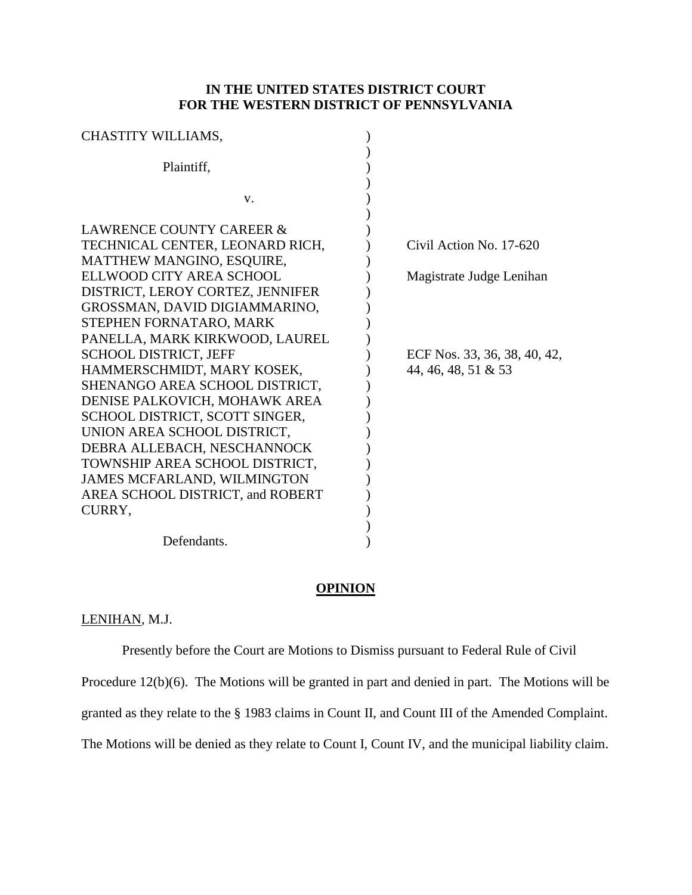**IN THE UNITED STATES DISTRICT COURT**
**FOR THE WESTERN DISTRICT OF PENNSYLVANIA**

| | | |
|---|---|---|
| CHASTITY WILLIAMS, | ) | |
| Plaintiff, | ) | |
| v. | ) | |
| LAWRENCE COUNTY CAREER & TECHNICAL CENTER, LEONARD RICH, MATTHEW MANGINO, ESQUIRE, ELLWOOD CITY AREA SCHOOL DISTRICT, LEROY CORTEZ, JENNIFER GROSSMAN, DAVID DIGIAMMARINO, STEPHEN FORNATARO, MARK PANELLA, MARK KIRKWOOD, LAUREL SCHOOL DISTRICT, JEFF HAMMERSCHMIDT, MARY KOSEK, SHENANGO AREA SCHOOL DISTRICT, DENISE PALKOVICH, MOHAWK AREA SCHOOL DISTRICT, SCOTT SINGER, UNION AREA SCHOOL DISTRICT, DEBRA ALLEBACH, NESCHANNOCK TOWNSHIP AREA SCHOOL DISTRICT, JAMES MCFARLAND, WILMINGTON AREA SCHOOL DISTRICT, and ROBERT CURRY, | ) | Civil Action No. 17-620<br><br>Magistrate Judge Lenihan<br><br>ECF Nos. 33, 36, 38, 40, 42, 44, 46, 48, 51 & 53 |
| Defendants. | ) | |

**OPINION**

LENIHAN, M.J.

Presently before the Court are Motions to Dismiss pursuant to Federal Rule of Civil Procedure 12(b)(6). The Motions will be granted in part and denied in part. The Motions will be granted as they relate to the § 1983 claims in Count II, and Count III of the Amended Complaint. The Motions will be denied as they relate to Count I, Count IV, and the municipal liability claim.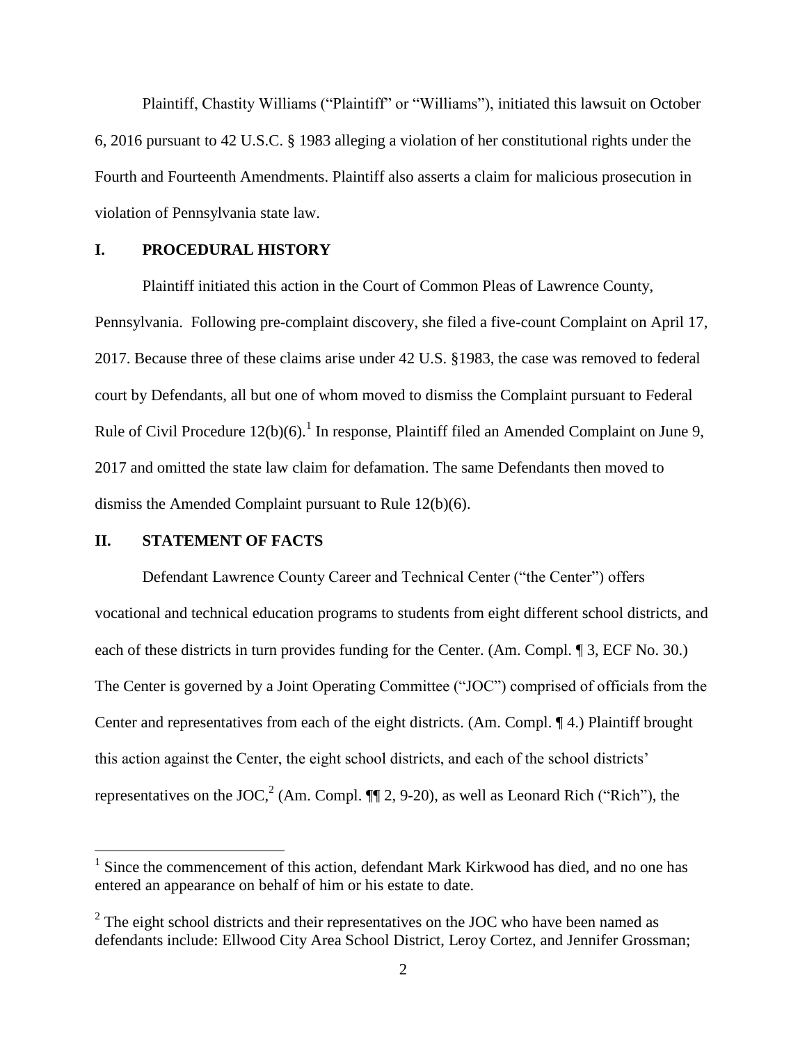Plaintiff, Chastity Williams ("Plaintiff" or "Williams"), initiated this lawsuit on October 6, 2016 pursuant to 42 U.S.C. § 1983 alleging a violation of her constitutional rights under the Fourth and Fourteenth Amendments. Plaintiff also asserts a claim for malicious prosecution in violation of Pennsylvania state law.

## I. PROCEDURAL HISTORY

Plaintiff initiated this action in the Court of Common Pleas of Lawrence County, Pennsylvania. Following pre-complaint discovery, she filed a five-count Complaint on April 17, 2017. Because three of these claims arise under 42 U.S. §1983, the case was removed to federal court by Defendants, all but one of whom moved to dismiss the Complaint pursuant to Federal Rule of Civil Procedure 12(b)(6).[1] In response, Plaintiff filed an Amended Complaint on June 9, 2017 and omitted the state law claim for defamation. The same Defendants then moved to dismiss the Amended Complaint pursuant to Rule 12(b)(6).

## II. STATEMENT OF FACTS

Defendant Lawrence County Career and Technical Center ("the Center") offers vocational and technical education programs to students from eight different school districts, and each of these districts in turn provides funding for the Center. (Am. Compl. ¶ 3, ECF No. 30.) The Center is governed by a Joint Operating Committee ("JOC") comprised of officials from the Center and representatives from each of the eight districts. (Am. Compl. ¶ 4.) Plaintiff brought this action against the Center, the eight school districts, and each of the school districts' representatives on the JOC,[2] (Am. Compl. ¶¶ 2, 9-20), as well as Leonard Rich ("Rich"), the

[1] Since the commencement of this action, defendant Mark Kirkwood has died, and no one has entered an appearance on behalf of him or his estate to date.

[2] The eight school districts and their representatives on the JOC who have been named as defendants include: Ellwood City Area School District, Leroy Cortez, and Jennifer Grossman;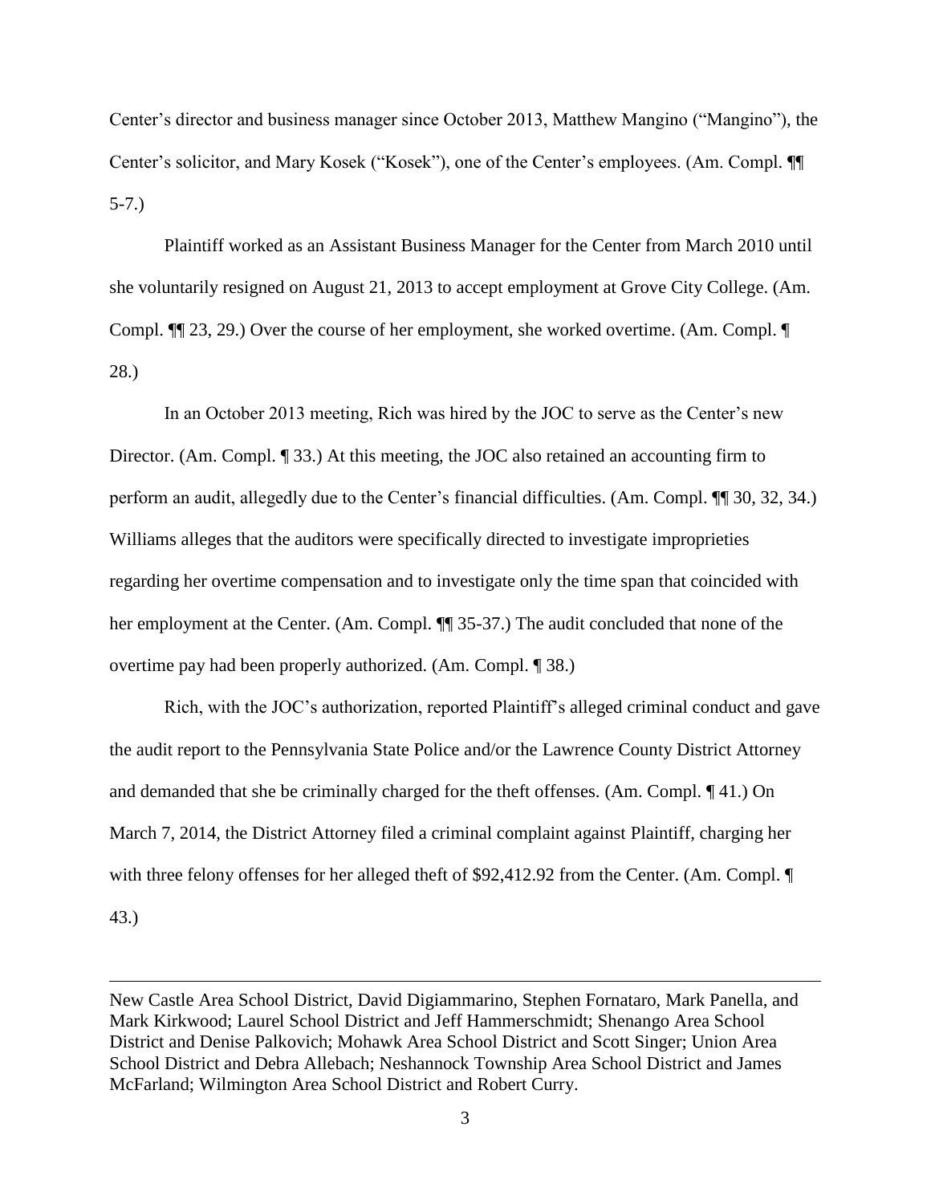Center's director and business manager since October 2013, Matthew Mangino ("Mangino"), the Center's solicitor, and Mary Kosek ("Kosek"), one of the Center's employees. (Am. Compl. ¶¶ 5-7.)

Plaintiff worked as an Assistant Business Manager for the Center from March 2010 until she voluntarily resigned on August 21, 2013 to accept employment at Grove City College. (Am. Compl. ¶¶ 23, 29.) Over the course of her employment, she worked overtime. (Am. Compl. ¶ 28.)

In an October 2013 meeting, Rich was hired by the JOC to serve as the Center's new Director. (Am. Compl. ¶ 33.) At this meeting, the JOC also retained an accounting firm to perform an audit, allegedly due to the Center's financial difficulties. (Am. Compl. ¶¶ 30, 32, 34.) Williams alleges that the auditors were specifically directed to investigate improprieties regarding her overtime compensation and to investigate only the time span that coincided with her employment at the Center. (Am. Compl. ¶¶ 35-37.) The audit concluded that none of the overtime pay had been properly authorized. (Am. Compl. ¶ 38.)

Rich, with the JOC's authorization, reported Plaintiff's alleged criminal conduct and gave the audit report to the Pennsylvania State Police and/or the Lawrence County District Attorney and demanded that she be criminally charged for the theft offenses. (Am. Compl. ¶ 41.) On March 7, 2014, the District Attorney filed a criminal complaint against Plaintiff, charging her with three felony offenses for her alleged theft of $92,412.92 from the Center. (Am. Compl. ¶ 43.)

---

New Castle Area School District, David Digiammarino, Stephen Fornataro, Mark Panella, and Mark Kirkwood; Laurel School District and Jeff Hammerschmidt; Shenango Area School District and Denise Palkovich; Mohawk Area School District and Scott Singer; Union Area School District and Debra Allebach; Neshannock Township Area School District and James McFarland; Wilmington Area School District and Robert Curry.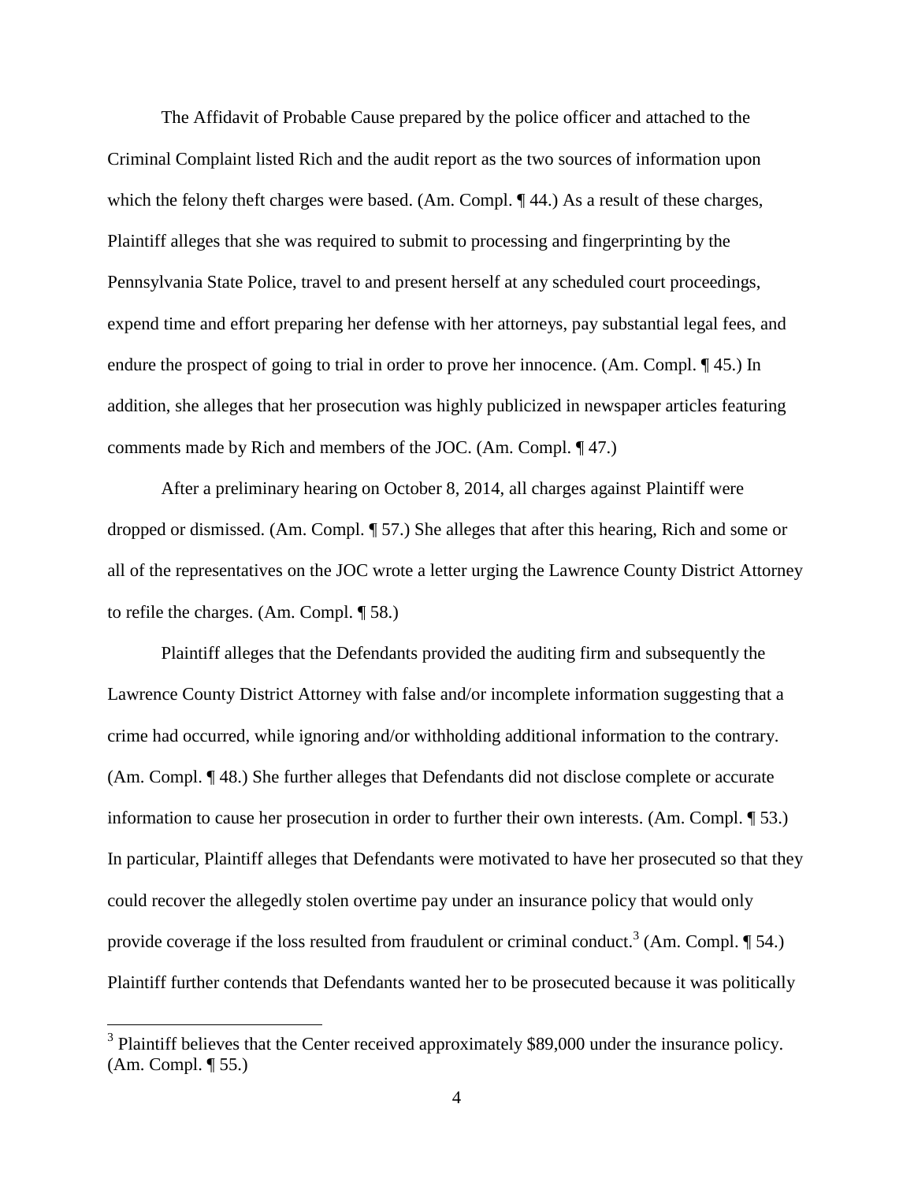The Affidavit of Probable Cause prepared by the police officer and attached to the Criminal Complaint listed Rich and the audit report as the two sources of information upon which the felony theft charges were based. (Am. Compl. ¶ 44.) As a result of these charges, Plaintiff alleges that she was required to submit to processing and fingerprinting by the Pennsylvania State Police, travel to and present herself at any scheduled court proceedings, expend time and effort preparing her defense with her attorneys, pay substantial legal fees, and endure the prospect of going to trial in order to prove her innocence. (Am. Compl. ¶ 45.) In addition, she alleges that her prosecution was highly publicized in newspaper articles featuring comments made by Rich and members of the JOC. (Am. Compl. ¶ 47.)

After a preliminary hearing on October 8, 2014, all charges against Plaintiff were dropped or dismissed. (Am. Compl. ¶ 57.) She alleges that after this hearing, Rich and some or all of the representatives on the JOC wrote a letter urging the Lawrence County District Attorney to refile the charges. (Am. Compl. ¶ 58.)

Plaintiff alleges that the Defendants provided the auditing firm and subsequently the Lawrence County District Attorney with false and/or incomplete information suggesting that a crime had occurred, while ignoring and/or withholding additional information to the contrary. (Am. Compl. ¶ 48.) She further alleges that Defendants did not disclose complete or accurate information to cause her prosecution in order to further their own interests. (Am. Compl. ¶ 53.) In particular, Plaintiff alleges that Defendants were motivated to have her prosecuted so that they could recover the allegedly stolen overtime pay under an insurance policy that would only provide coverage if the loss resulted from fraudulent or criminal conduct.[3] (Am. Compl. ¶ 54.) Plaintiff further contends that Defendants wanted her to be prosecuted because it was politically

[3] Plaintiff believes that the Center received approximately $89,000 under the insurance policy. (Am. Compl. ¶ 55.)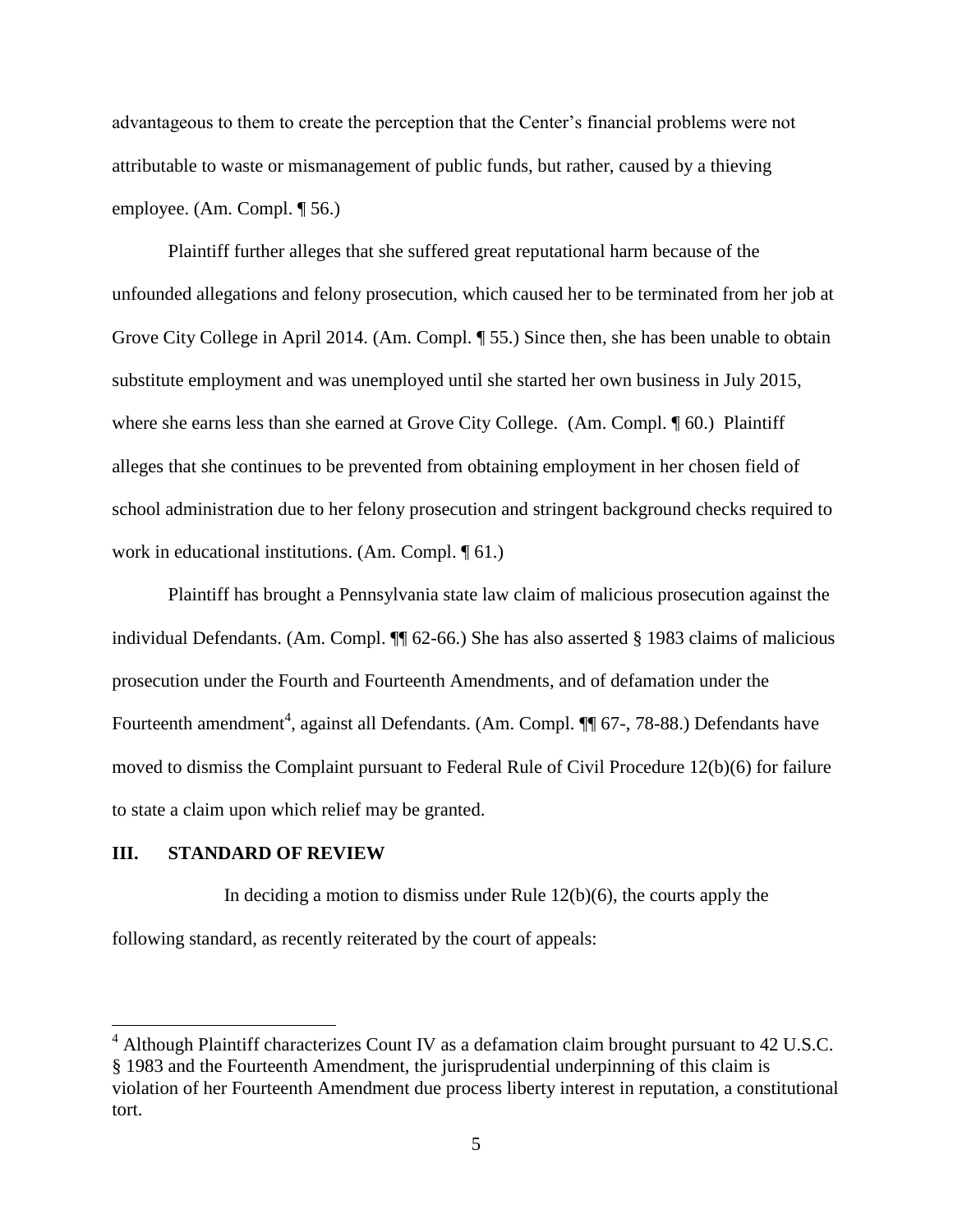advantageous to them to create the perception that the Center's financial problems were not attributable to waste or mismanagement of public funds, but rather, caused by a thieving employee. (Am. Compl. ¶ 56.)

Plaintiff further alleges that she suffered great reputational harm because of the unfounded allegations and felony prosecution, which caused her to be terminated from her job at Grove City College in April 2014. (Am. Compl. ¶ 55.) Since then, she has been unable to obtain substitute employment and was unemployed until she started her own business in July 2015, where she earns less than she earned at Grove City College. (Am. Compl. ¶ 60.) Plaintiff alleges that she continues to be prevented from obtaining employment in her chosen field of school administration due to her felony prosecution and stringent background checks required to work in educational institutions. (Am. Compl. ¶ 61.)

Plaintiff has brought a Pennsylvania state law claim of malicious prosecution against the individual Defendants. (Am. Compl. ¶¶ 62-66.) She has also asserted § 1983 claims of malicious prosecution under the Fourth and Fourteenth Amendments, and of defamation under the Fourteenth amendment[4], against all Defendants. (Am. Compl. ¶¶ 67-, 78-88.) Defendants have moved to dismiss the Complaint pursuant to Federal Rule of Civil Procedure 12(b)(6) for failure to state a claim upon which relief may be granted.

## III. STANDARD OF REVIEW

In deciding a motion to dismiss under Rule 12(b)(6), the courts apply the following standard, as recently reiterated by the court of appeals:

---

[4] Although Plaintiff characterizes Count IV as a defamation claim brought pursuant to 42 U.S.C. § 1983 and the Fourteenth Amendment, the jurisprudential underpinning of this claim is violation of her Fourteenth Amendment due process liberty interest in reputation, a constitutional tort.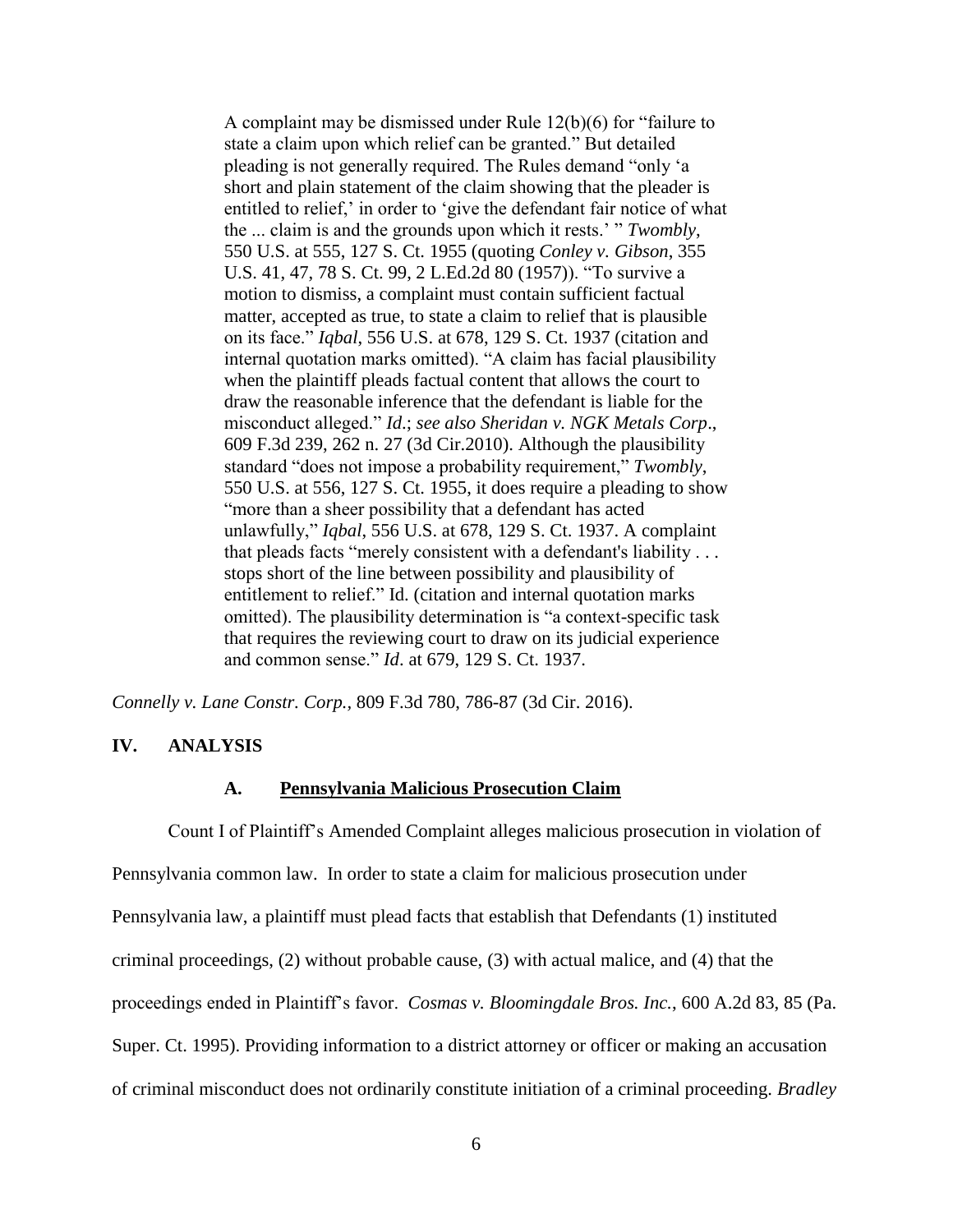> A complaint may be dismissed under Rule 12(b)(6) for "failure to state a claim upon which relief can be granted." But detailed pleading is not generally required. The Rules demand "only 'a short and plain statement of the claim showing that the pleader is entitled to relief,' in order to 'give the defendant fair notice of what the ... claim is and the grounds upon which it rests.' " *Twombly*, 550 U.S. at 555, 127 S. Ct. 1955 (quoting *Conley v. Gibson*, 355 U.S. 41, 47, 78 S. Ct. 99, 2 L.Ed.2d 80 (1957)). "To survive a motion to dismiss, a complaint must contain sufficient factual matter, accepted as true, to state a claim to relief that is plausible on its face." *Iqbal*, 556 U.S. at 678, 129 S. Ct. 1937 (citation and internal quotation marks omitted). "A claim has facial plausibility when the plaintiff pleads factual content that allows the court to draw the reasonable inference that the defendant is liable for the misconduct alleged." *Id*.; *see also Sheridan v. NGK Metals Corp*., 609 F.3d 239, 262 n. 27 (3d Cir.2010). Although the plausibility standard "does not impose a probability requirement," *Twombly*, 550 U.S. at 556, 127 S. Ct. 1955, it does require a pleading to show "more than a sheer possibility that a defendant has acted unlawfully," *Iqbal*, 556 U.S. at 678, 129 S. Ct. 1937. A complaint that pleads facts "merely consistent with a defendant's liability . . . stops short of the line between possibility and plausibility of entitlement to relief." Id. (citation and internal quotation marks omitted). The plausibility determination is "a context-specific task that requires the reviewing court to draw on its judicial experience and common sense." *Id*. at 679, 129 S. Ct. 1937.

*Connelly v. Lane Constr. Corp.*, 809 F.3d 780, 786-87 (3d Cir. 2016).

## IV. ANALYSIS

### A. Pennsylvania Malicious Prosecution Claim

Count I of Plaintiff's Amended Complaint alleges malicious prosecution in violation of Pennsylvania common law. In order to state a claim for malicious prosecution under Pennsylvania law, a plaintiff must plead facts that establish that Defendants (1) instituted criminal proceedings, (2) without probable cause, (3) with actual malice, and (4) that the proceedings ended in Plaintiff's favor. *Cosmas v. Bloomingdale Bros. Inc.*, 600 A.2d 83, 85 (Pa. Super. Ct. 1995). Providing information to a district attorney or officer or making an accusation of criminal misconduct does not ordinarily constitute initiation of a criminal proceeding. *Bradley*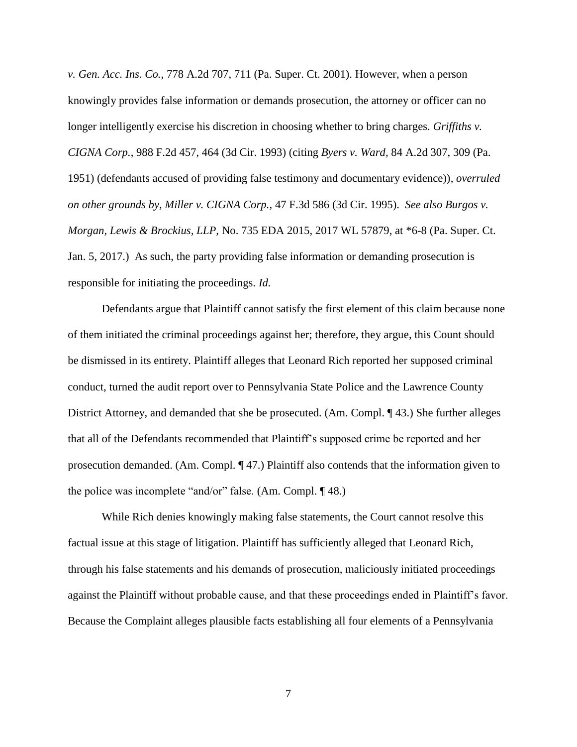*v. Gen. Acc. Ins. Co.*, 778 A.2d 707, 711 (Pa. Super. Ct. 2001). However, when a person knowingly provides false information or demands prosecution, the attorney or officer can no longer intelligently exercise his discretion in choosing whether to bring charges. *Griffiths v. CIGNA Corp.*, 988 F.2d 457, 464 (3d Cir. 1993) (citing *Byers v. Ward*, 84 A.2d 307, 309 (Pa. 1951) (defendants accused of providing false testimony and documentary evidence)), *overruled on other grounds by*, *Miller v. CIGNA Corp.*, 47 F.3d 586 (3d Cir. 1995). *See also Burgos v. Morgan, Lewis & Brockius, LLP*, No. 735 EDA 2015, 2017 WL 57879, at *6-8 (Pa. Super. Ct. Jan. 5, 2017.) As such, the party providing false information or demanding prosecution is responsible for initiating the proceedings. *Id.*

Defendants argue that Plaintiff cannot satisfy the first element of this claim because none of them initiated the criminal proceedings against her; therefore, they argue, this Count should be dismissed in its entirety. Plaintiff alleges that Leonard Rich reported her supposed criminal conduct, turned the audit report over to Pennsylvania State Police and the Lawrence County District Attorney, and demanded that she be prosecuted. (Am. Compl. ¶ 43.) She further alleges that all of the Defendants recommended that Plaintiff's supposed crime be reported and her prosecution demanded. (Am. Compl. ¶ 47.) Plaintiff also contends that the information given to the police was incomplete "and/or" false. (Am. Compl. ¶ 48.)

While Rich denies knowingly making false statements, the Court cannot resolve this factual issue at this stage of litigation. Plaintiff has sufficiently alleged that Leonard Rich, through his false statements and his demands of prosecution, maliciously initiated proceedings against the Plaintiff without probable cause, and that these proceedings ended in Plaintiff's favor. Because the Complaint alleges plausible facts establishing all four elements of a Pennsylvania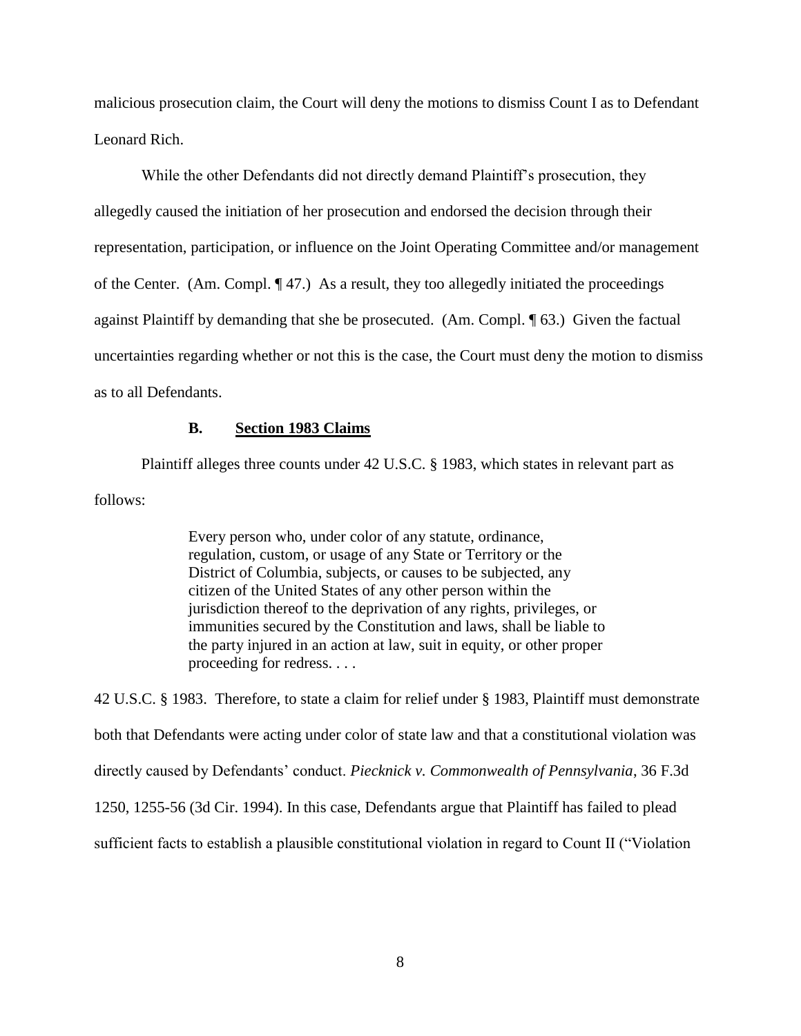malicious prosecution claim, the Court will deny the motions to dismiss Count I as to Defendant Leonard Rich.

While the other Defendants did not directly demand Plaintiff's prosecution, they allegedly caused the initiation of her prosecution and endorsed the decision through their representation, participation, or influence on the Joint Operating Committee and/or management of the Center. (Am. Compl. ¶ 47.) As a result, they too allegedly initiated the proceedings against Plaintiff by demanding that she be prosecuted. (Am. Compl. ¶ 63.) Given the factual uncertainties regarding whether or not this is the case, the Court must deny the motion to dismiss as to all Defendants.

### B. **Section 1983 Claims**

Plaintiff alleges three counts under 42 U.S.C. § 1983, which states in relevant part as follows:

> Every person who, under color of any statute, ordinance, regulation, custom, or usage of any State or Territory or the District of Columbia, subjects, or causes to be subjected, any citizen of the United States of any other person within the jurisdiction thereof to the deprivation of any rights, privileges, or immunities secured by the Constitution and laws, shall be liable to the party injured in an action at law, suit in equity, or other proper proceeding for redress. . . .

42 U.S.C. § 1983. Therefore, to state a claim for relief under § 1983, Plaintiff must demonstrate both that Defendants were acting under color of state law and that a constitutional violation was directly caused by Defendants' conduct. *Piecknick v. Commonwealth of Pennsylvania*, 36 F.3d 1250, 1255-56 (3d Cir. 1994). In this case, Defendants argue that Plaintiff has failed to plead sufficient facts to establish a plausible constitutional violation in regard to Count II ("Violation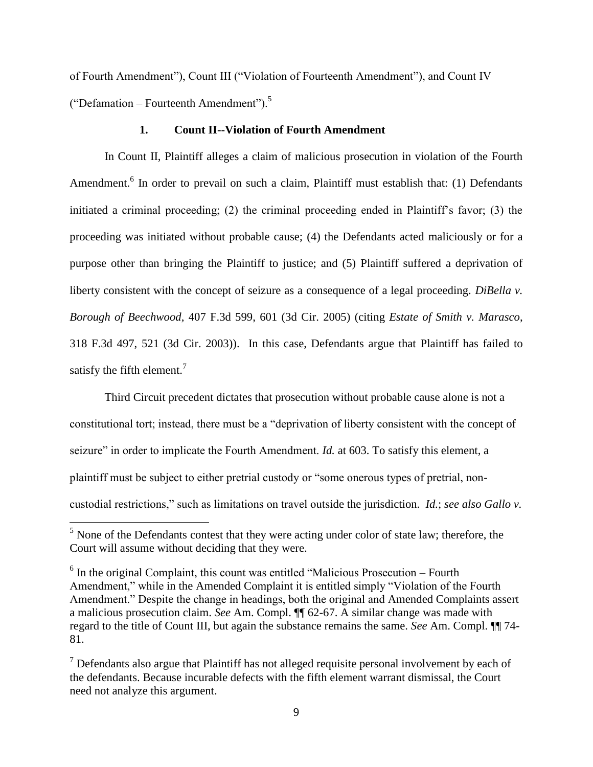of Fourth Amendment"), Count III ("Violation of Fourteenth Amendment"), and Count IV ("Defamation – Fourteenth Amendment").[5]

### 1. Count II--Violation of Fourth Amendment

In Count II, Plaintiff alleges a claim of malicious prosecution in violation of the Fourth Amendment.[6] In order to prevail on such a claim, Plaintiff must establish that: (1) Defendants initiated a criminal proceeding; (2) the criminal proceeding ended in Plaintiff's favor; (3) the proceeding was initiated without probable cause; (4) the Defendants acted maliciously or for a purpose other than bringing the Plaintiff to justice; and (5) Plaintiff suffered a deprivation of liberty consistent with the concept of seizure as a consequence of a legal proceeding. *DiBella v. Borough of Beechwood*, 407 F.3d 599, 601 (3d Cir. 2005) (citing *Estate of Smith v. Marasco*, 318 F.3d 497, 521 (3d Cir. 2003)). In this case, Defendants argue that Plaintiff has failed to satisfy the fifth element.[7]

Third Circuit precedent dictates that prosecution without probable cause alone is not a constitutional tort; instead, there must be a "deprivation of liberty consistent with the concept of seizure" in order to implicate the Fourth Amendment. *Id.* at 603. To satisfy this element, a plaintiff must be subject to either pretrial custody or "some onerous types of pretrial, non-custodial restrictions," such as limitations on travel outside the jurisdiction. *Id.*; *see also Gallo v.*

---

[5] None of the Defendants contest that they were acting under color of state law; therefore, the Court will assume without deciding that they were.

[6] In the original Complaint, this count was entitled "Malicious Prosecution – Fourth Amendment," while in the Amended Complaint it is entitled simply "Violation of the Fourth Amendment." Despite the change in headings, both the original and Amended Complaints assert a malicious prosecution claim. *See* Am. Compl. ¶¶ 62-67. A similar change was made with regard to the title of Count III, but again the substance remains the same. *See* Am. Compl. ¶¶ 74-81.

[7] Defendants also argue that Plaintiff has not alleged requisite personal involvement by each of the defendants. Because incurable defects with the fifth element warrant dismissal, the Court need not analyze this argument.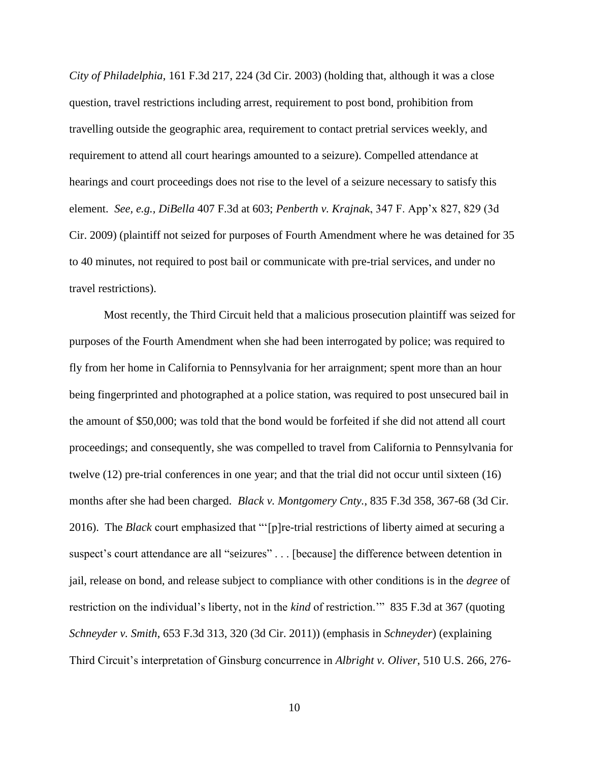*City of Philadelphia*, 161 F.3d 217, 224 (3d Cir. 2003) (holding that, although it was a close question, travel restrictions including arrest, requirement to post bond, prohibition from travelling outside the geographic area, requirement to contact pretrial services weekly, and requirement to attend all court hearings amounted to a seizure). Compelled attendance at hearings and court proceedings does not rise to the level of a seizure necessary to satisfy this element. *See, e.g., DiBella* 407 F.3d at 603; *Penberth v. Krajnak*, 347 F. App'x 827, 829 (3d Cir. 2009) (plaintiff not seized for purposes of Fourth Amendment where he was detained for 35 to 40 minutes, not required to post bail or communicate with pre-trial services, and under no travel restrictions).

Most recently, the Third Circuit held that a malicious prosecution plaintiff was seized for purposes of the Fourth Amendment when she had been interrogated by police; was required to fly from her home in California to Pennsylvania for her arraignment; spent more than an hour being fingerprinted and photographed at a police station, was required to post unsecured bail in the amount of $50,000; was told that the bond would be forfeited if she did not attend all court proceedings; and consequently, she was compelled to travel from California to Pennsylvania for twelve (12) pre-trial conferences in one year; and that the trial did not occur until sixteen (16) months after she had been charged. *Black v. Montgomery Cnty.*, 835 F.3d 358, 367-68 (3d Cir. 2016). The *Black* court emphasized that "'[p]re-trial restrictions of liberty aimed at securing a suspect's court attendance are all "seizures" . . . [because] the difference between detention in jail, release on bond, and release subject to compliance with other conditions is in the *degree* of restriction on the individual's liberty, not in the *kind* of restriction.'" 835 F.3d at 367 (quoting *Schneyder v. Smith*, 653 F.3d 313, 320 (3d Cir. 2011)) (emphasis in *Schneyder*) (explaining Third Circuit's interpretation of Ginsburg concurrence in *Albright v. Oliver*, 510 U.S. 266, 276-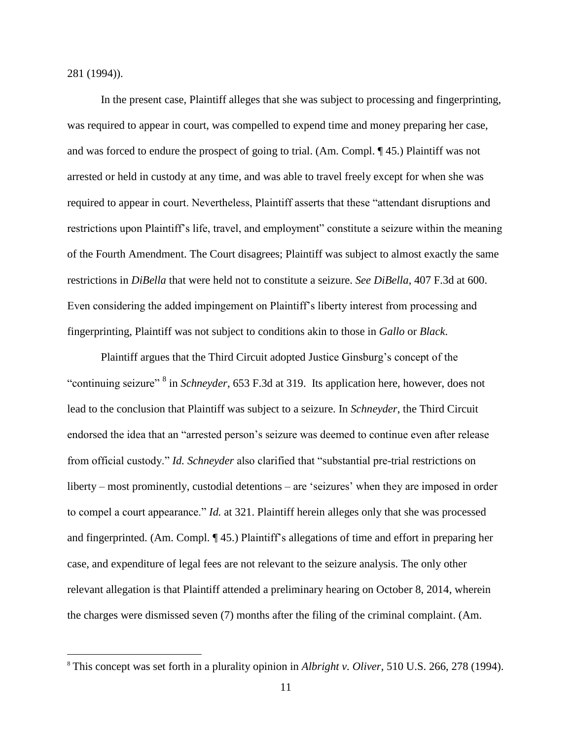281 (1994)).

In the present case, Plaintiff alleges that she was subject to processing and fingerprinting, was required to appear in court, was compelled to expend time and money preparing her case, and was forced to endure the prospect of going to trial. (Am. Compl. ¶ 45.) Plaintiff was not arrested or held in custody at any time, and was able to travel freely except for when she was required to appear in court. Nevertheless, Plaintiff asserts that these "attendant disruptions and restrictions upon Plaintiff's life, travel, and employment" constitute a seizure within the meaning of the Fourth Amendment. The Court disagrees; Plaintiff was subject to almost exactly the same restrictions in *DiBella* that were held not to constitute a seizure. *See DiBella*, 407 F.3d at 600. Even considering the added impingement on Plaintiff's liberty interest from processing and fingerprinting, Plaintiff was not subject to conditions akin to those in *Gallo* or *Black*.

Plaintiff argues that the Third Circuit adopted Justice Ginsburg's concept of the "continuing seizure" [8] in *Schneyder*, 653 F.3d at 319. Its application here, however, does not lead to the conclusion that Plaintiff was subject to a seizure. In *Schneyder*, the Third Circuit endorsed the idea that an "arrested person's seizure was deemed to continue even after release from official custody." *Id. Schneyder* also clarified that "substantial pre-trial restrictions on liberty – most prominently, custodial detentions – are 'seizures' when they are imposed in order to compel a court appearance." *Id.* at 321. Plaintiff herein alleges only that she was processed and fingerprinted. (Am. Compl. ¶ 45.) Plaintiff's allegations of time and effort in preparing her case, and expenditure of legal fees are not relevant to the seizure analysis. The only other relevant allegation is that Plaintiff attended a preliminary hearing on October 8, 2014, wherein the charges were dismissed seven (7) months after the filing of the criminal complaint. (Am.

[8] This concept was set forth in a plurality opinion in *Albright v. Oliver*, 510 U.S. 266, 278 (1994).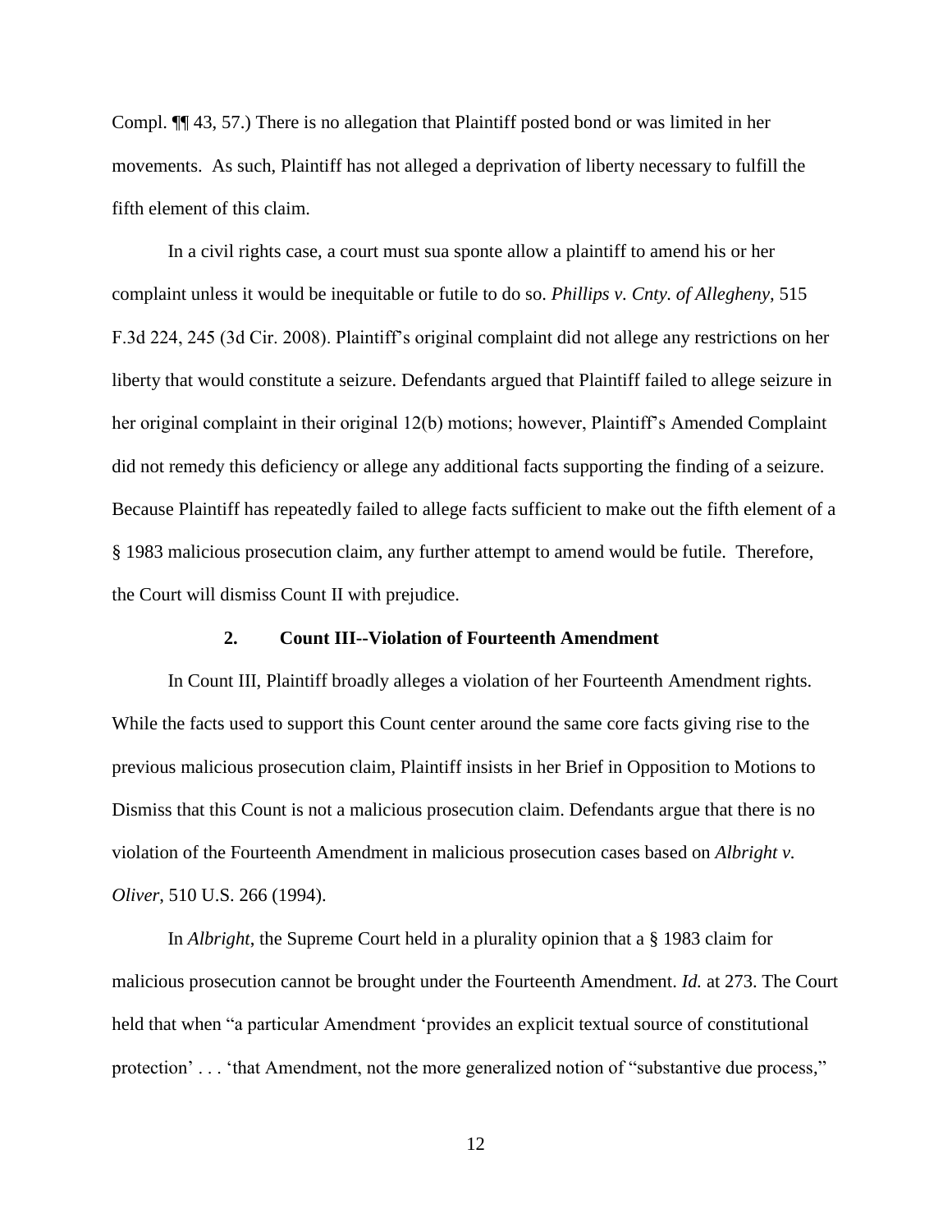Compl. ¶¶ 43, 57.) There is no allegation that Plaintiff posted bond or was limited in her movements. As such, Plaintiff has not alleged a deprivation of liberty necessary to fulfill the fifth element of this claim.

In a civil rights case, a court must sua sponte allow a plaintiff to amend his or her complaint unless it would be inequitable or futile to do so. *Phillips v. Cnty. of Allegheny*, 515 F.3d 224, 245 (3d Cir. 2008). Plaintiff's original complaint did not allege any restrictions on her liberty that would constitute a seizure. Defendants argued that Plaintiff failed to allege seizure in her original complaint in their original 12(b) motions; however, Plaintiff's Amended Complaint did not remedy this deficiency or allege any additional facts supporting the finding of a seizure. Because Plaintiff has repeatedly failed to allege facts sufficient to make out the fifth element of a § 1983 malicious prosecution claim, any further attempt to amend would be futile. Therefore, the Court will dismiss Count II with prejudice.

### 2. Count III--Violation of Fourteenth Amendment

In Count III, Plaintiff broadly alleges a violation of her Fourteenth Amendment rights. While the facts used to support this Count center around the same core facts giving rise to the previous malicious prosecution claim, Plaintiff insists in her Brief in Opposition to Motions to Dismiss that this Count is not a malicious prosecution claim. Defendants argue that there is no violation of the Fourteenth Amendment in malicious prosecution cases based on *Albright v. Oliver*, 510 U.S. 266 (1994).

In *Albright*, the Supreme Court held in a plurality opinion that a § 1983 claim for malicious prosecution cannot be brought under the Fourteenth Amendment. *Id.* at 273. The Court held that when "a particular Amendment 'provides an explicit textual source of constitutional protection' . . . 'that Amendment, not the more generalized notion of "substantive due process,"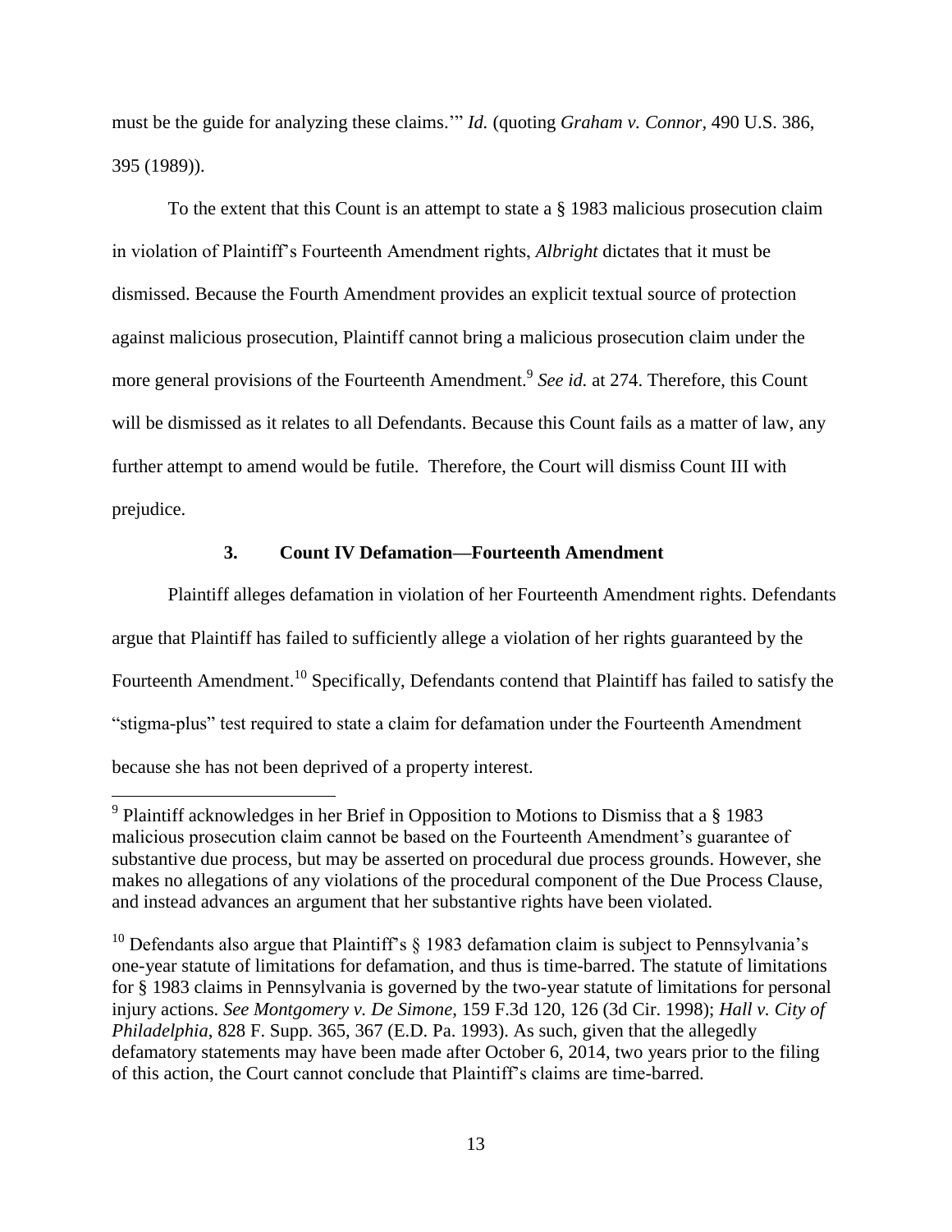must be the guide for analyzing these claims.'" *Id.* (quoting *Graham v. Connor*, 490 U.S. 386, 395 (1989)).

To the extent that this Count is an attempt to state a § 1983 malicious prosecution claim in violation of Plaintiff's Fourteenth Amendment rights, *Albright* dictates that it must be dismissed. Because the Fourth Amendment provides an explicit textual source of protection against malicious prosecution, Plaintiff cannot bring a malicious prosecution claim under the more general provisions of the Fourteenth Amendment.[9] *See id.* at 274. Therefore, this Count will be dismissed as it relates to all Defendants. Because this Count fails as a matter of law, any further attempt to amend would be futile. Therefore, the Court will dismiss Count III with prejudice.

### 3. Count IV Defamation—Fourteenth Amendment

Plaintiff alleges defamation in violation of her Fourteenth Amendment rights. Defendants argue that Plaintiff has failed to sufficiently allege a violation of her rights guaranteed by the Fourteenth Amendment.[10] Specifically, Defendants contend that Plaintiff has failed to satisfy the "stigma-plus" test required to state a claim for defamation under the Fourteenth Amendment because she has not been deprived of a property interest.

---

[9] Plaintiff acknowledges in her Brief in Opposition to Motions to Dismiss that a § 1983 malicious prosecution claim cannot be based on the Fourteenth Amendment's guarantee of substantive due process, but may be asserted on procedural due process grounds. However, she makes no allegations of any violations of the procedural component of the Due Process Clause, and instead advances an argument that her substantive rights have been violated.

[10] Defendants also argue that Plaintiff's § 1983 defamation claim is subject to Pennsylvania's one-year statute of limitations for defamation, and thus is time-barred. The statute of limitations for § 1983 claims in Pennsylvania is governed by the two-year statute of limitations for personal injury actions. *See Montgomery v. De Simone*, 159 F.3d 120, 126 (3d Cir. 1998); *Hall v. City of Philadelphia*, 828 F. Supp. 365, 367 (E.D. Pa. 1993). As such, given that the allegedly defamatory statements may have been made after October 6, 2014, two years prior to the filing of this action, the Court cannot conclude that Plaintiff's claims are time-barred.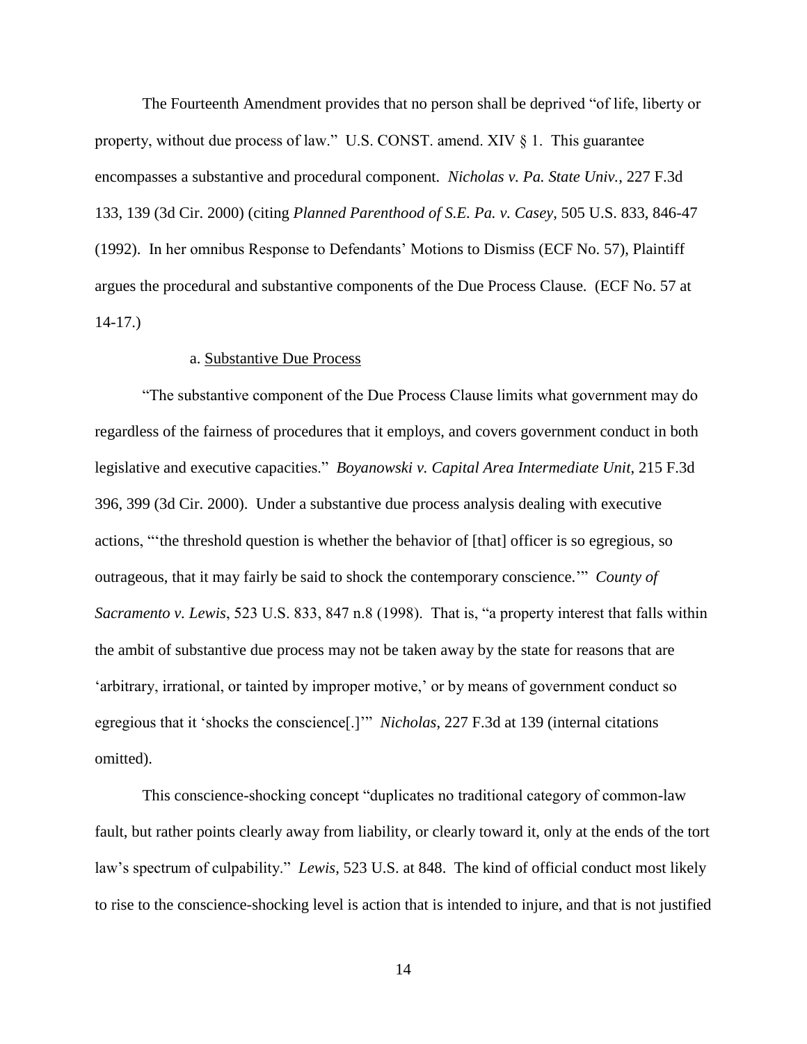The Fourteenth Amendment provides that no person shall be deprived "of life, liberty or property, without due process of law." U.S. CONST. amend. XIV § 1. This guarantee encompasses a substantive and procedural component. *Nicholas v. Pa. State Univ.*, 227 F.3d 133, 139 (3d Cir. 2000) (citing *Planned Parenthood of S.E. Pa. v. Casey*, 505 U.S. 833, 846-47 (1992). In her omnibus Response to Defendants' Motions to Dismiss (ECF No. 57), Plaintiff argues the procedural and substantive components of the Due Process Clause. (ECF No. 57 at 14-17.)

a. Substantive Due Process

"The substantive component of the Due Process Clause limits what government may do regardless of the fairness of procedures that it employs, and covers government conduct in both legislative and executive capacities." *Boyanowski v. Capital Area Intermediate Unit*, 215 F.3d 396, 399 (3d Cir. 2000). Under a substantive due process analysis dealing with executive actions, "'the threshold question is whether the behavior of [that] officer is so egregious, so outrageous, that it may fairly be said to shock the contemporary conscience.'" *County of Sacramento v. Lewis*, 523 U.S. 833, 847 n.8 (1998). That is, "a property interest that falls within the ambit of substantive due process may not be taken away by the state for reasons that are 'arbitrary, irrational, or tainted by improper motive,' or by means of government conduct so egregious that it 'shocks the conscience[.]'" *Nicholas*, 227 F.3d at 139 (internal citations omitted).

This conscience-shocking concept "duplicates no traditional category of common-law fault, but rather points clearly away from liability, or clearly toward it, only at the ends of the tort law's spectrum of culpability." *Lewis*, 523 U.S. at 848. The kind of official conduct most likely to rise to the conscience-shocking level is action that is intended to injure, and that is not justified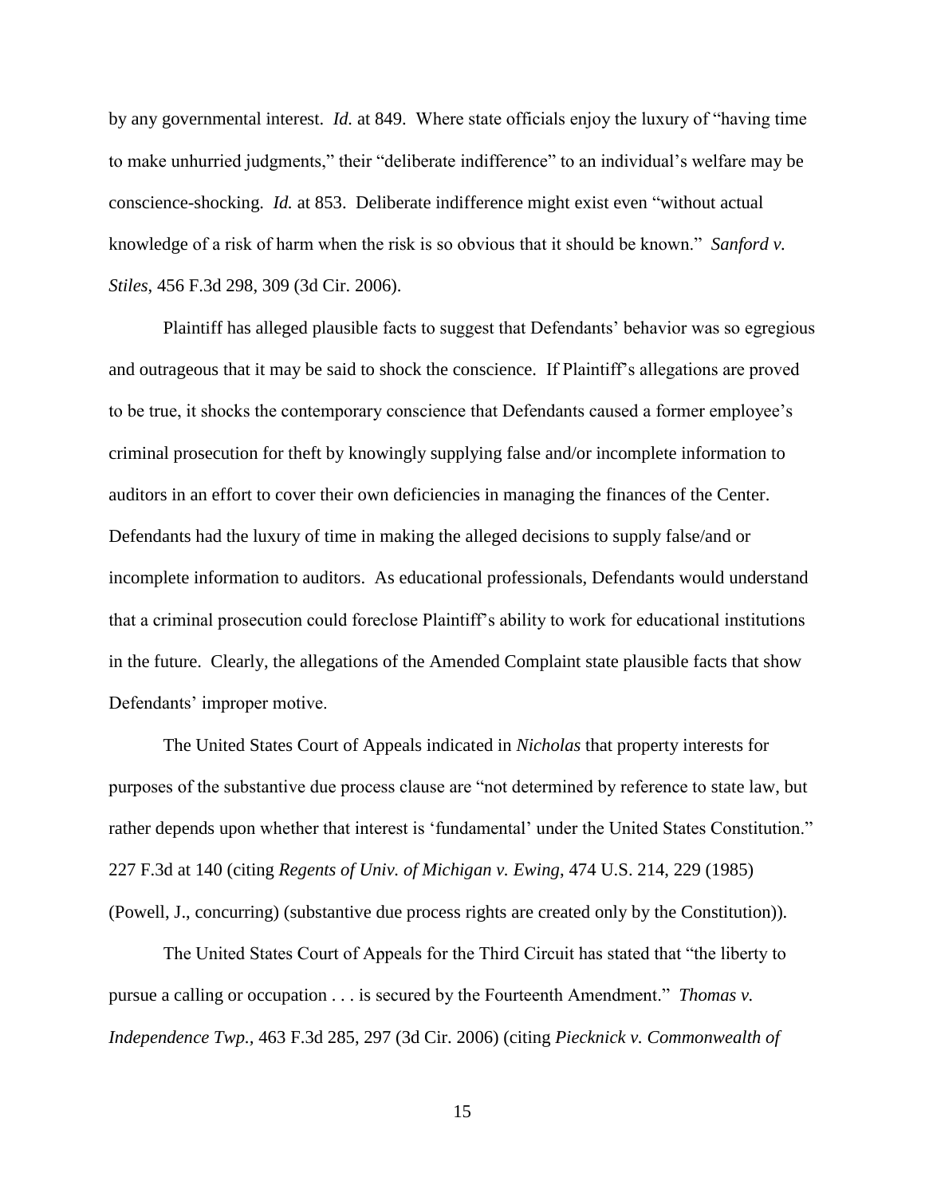by any governmental interest. *Id.* at 849. Where state officials enjoy the luxury of "having time to make unhurried judgments," their "deliberate indifference" to an individual's welfare may be conscience-shocking. *Id.* at 853. Deliberate indifference might exist even "without actual knowledge of a risk of harm when the risk is so obvious that it should be known." *Sanford v. Stiles*, 456 F.3d 298, 309 (3d Cir. 2006).

Plaintiff has alleged plausible facts to suggest that Defendants' behavior was so egregious and outrageous that it may be said to shock the conscience. If Plaintiff's allegations are proved to be true, it shocks the contemporary conscience that Defendants caused a former employee's criminal prosecution for theft by knowingly supplying false and/or incomplete information to auditors in an effort to cover their own deficiencies in managing the finances of the Center. Defendants had the luxury of time in making the alleged decisions to supply false/and or incomplete information to auditors. As educational professionals, Defendants would understand that a criminal prosecution could foreclose Plaintiff's ability to work for educational institutions in the future. Clearly, the allegations of the Amended Complaint state plausible facts that show Defendants' improper motive.

The United States Court of Appeals indicated in *Nicholas* that property interests for purposes of the substantive due process clause are "not determined by reference to state law, but rather depends upon whether that interest is 'fundamental' under the United States Constitution." 227 F.3d at 140 (citing *Regents of Univ. of Michigan v. Ewing*, 474 U.S. 214, 229 (1985) (Powell, J., concurring) (substantive due process rights are created only by the Constitution)).

The United States Court of Appeals for the Third Circuit has stated that "the liberty to pursue a calling or occupation . . . is secured by the Fourteenth Amendment." *Thomas v. Independence Twp.,* 463 F.3d 285, 297 (3d Cir. 2006) (citing *Piecknick v. Commonwealth of*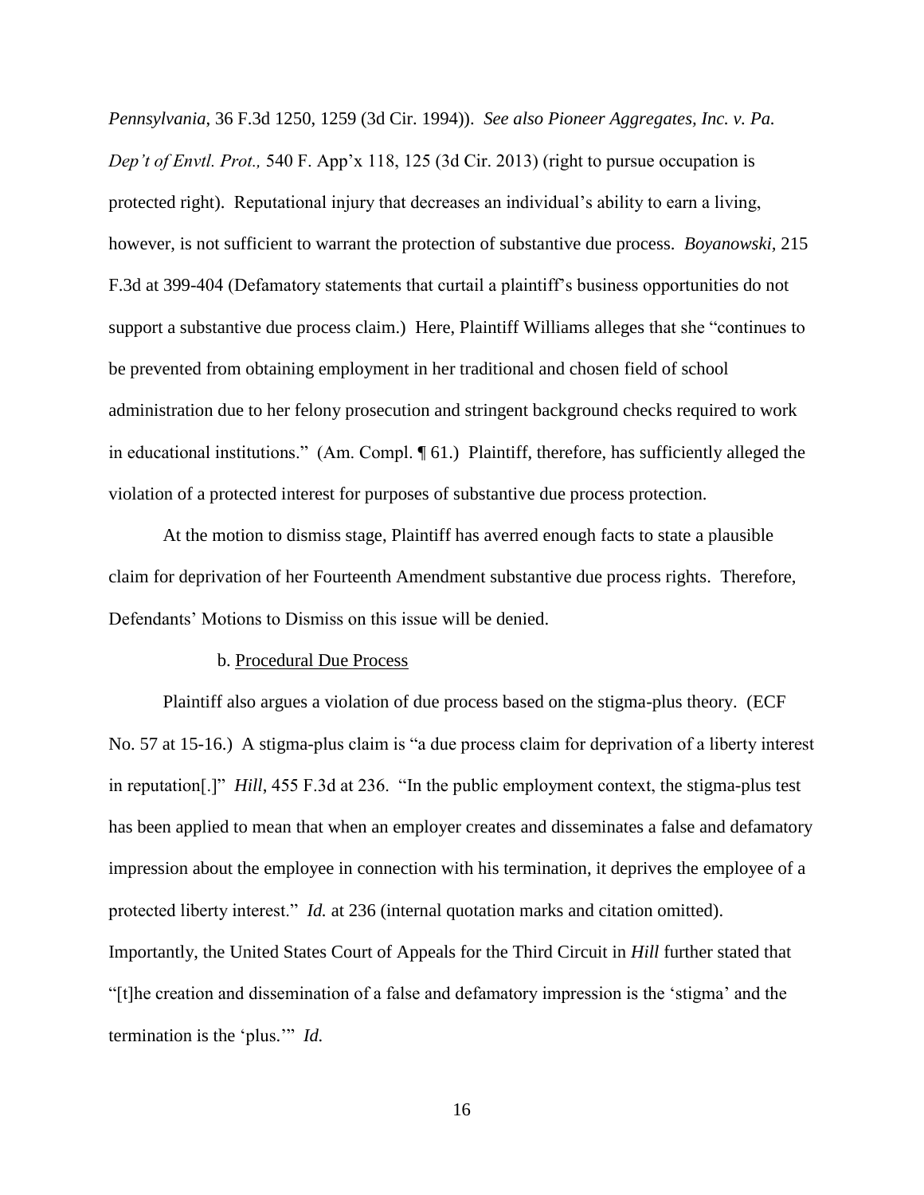*Pennsylvania*, 36 F.3d 1250, 1259 (3d Cir. 1994)). *See also Pioneer Aggregates, Inc. v. Pa. Dep't of Envtl. Prot.,* 540 F. App'x 118, 125 (3d Cir. 2013) (right to pursue occupation is protected right). Reputational injury that decreases an individual's ability to earn a living, however, is not sufficient to warrant the protection of substantive due process. *Boyanowski*, 215 F.3d at 399-404 (Defamatory statements that curtail a plaintiff's business opportunities do not support a substantive due process claim.) Here, Plaintiff Williams alleges that she "continues to be prevented from obtaining employment in her traditional and chosen field of school administration due to her felony prosecution and stringent background checks required to work in educational institutions." (Am. Compl. ¶ 61.) Plaintiff, therefore, has sufficiently alleged the violation of a protected interest for purposes of substantive due process protection.

At the motion to dismiss stage, Plaintiff has averred enough facts to state a plausible claim for deprivation of her Fourteenth Amendment substantive due process rights. Therefore, Defendants' Motions to Dismiss on this issue will be denied.

b. Procedural Due Process

Plaintiff also argues a violation of due process based on the stigma-plus theory. (ECF No. 57 at 15-16.) A stigma-plus claim is "a due process claim for deprivation of a liberty interest in reputation[.]" *Hill*, 455 F.3d at 236. "In the public employment context, the stigma-plus test has been applied to mean that when an employer creates and disseminates a false and defamatory impression about the employee in connection with his termination, it deprives the employee of a protected liberty interest." *Id.* at 236 (internal quotation marks and citation omitted). Importantly, the United States Court of Appeals for the Third Circuit in *Hill* further stated that "[t]he creation and dissemination of a false and defamatory impression is the 'stigma' and the termination is the 'plus.'" *Id.*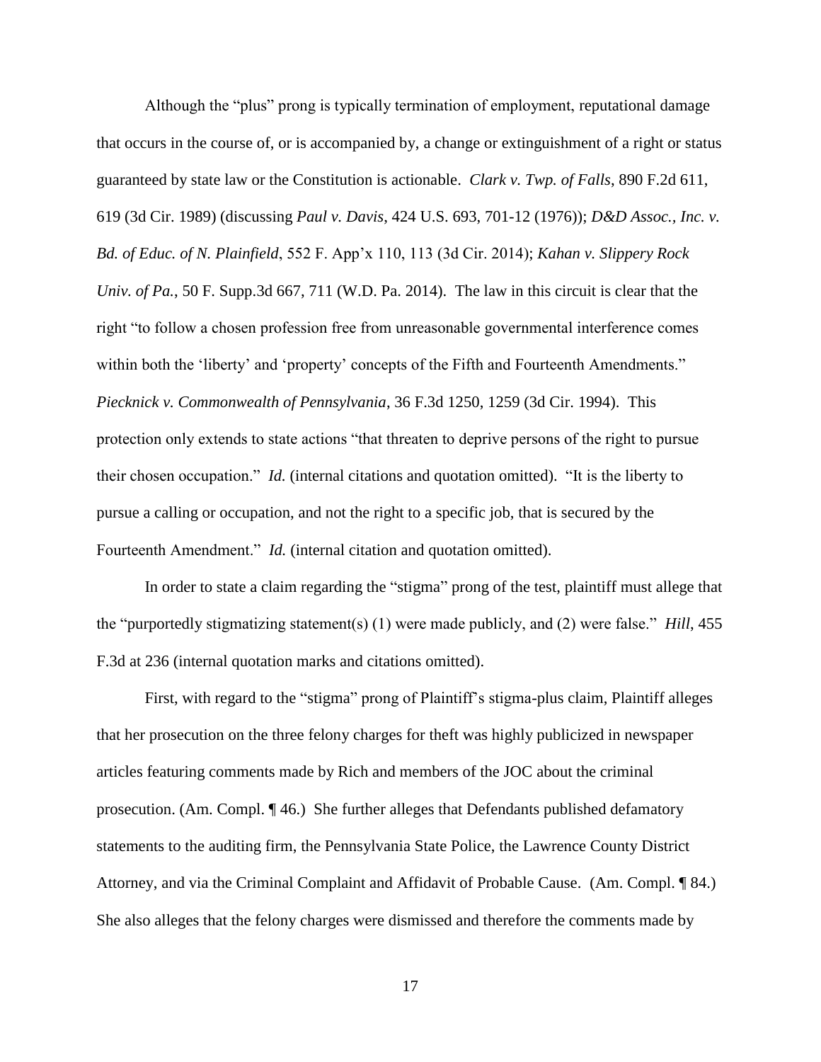Although the "plus" prong is typically termination of employment, reputational damage that occurs in the course of, or is accompanied by, a change or extinguishment of a right or status guaranteed by state law or the Constitution is actionable. *Clark v. Twp. of Falls*, 890 F.2d 611, 619 (3d Cir. 1989) (discussing *Paul v. Davis*, 424 U.S. 693, 701-12 (1976)); *D&D Assoc., Inc. v. Bd. of Educ. of N. Plainfield*, 552 F. App'x 110, 113 (3d Cir. 2014); *Kahan v. Slippery Rock Univ. of Pa.*, 50 F. Supp.3d 667, 711 (W.D. Pa. 2014). The law in this circuit is clear that the right "to follow a chosen profession free from unreasonable governmental interference comes within both the 'liberty' and 'property' concepts of the Fifth and Fourteenth Amendments." *Piecknick v. Commonwealth of Pennsylvania*, 36 F.3d 1250, 1259 (3d Cir. 1994). This protection only extends to state actions "that threaten to deprive persons of the right to pursue their chosen occupation." *Id.* (internal citations and quotation omitted). "It is the liberty to pursue a calling or occupation, and not the right to a specific job, that is secured by the Fourteenth Amendment." *Id.* (internal citation and quotation omitted).

In order to state a claim regarding the "stigma" prong of the test, plaintiff must allege that the "purportedly stigmatizing statement(s) (1) were made publicly, and (2) were false." *Hill*, 455 F.3d at 236 (internal quotation marks and citations omitted).

First, with regard to the "stigma" prong of Plaintiff's stigma-plus claim, Plaintiff alleges that her prosecution on the three felony charges for theft was highly publicized in newspaper articles featuring comments made by Rich and members of the JOC about the criminal prosecution. (Am. Compl. ¶ 46.) She further alleges that Defendants published defamatory statements to the auditing firm, the Pennsylvania State Police, the Lawrence County District Attorney, and via the Criminal Complaint and Affidavit of Probable Cause. (Am. Compl. ¶ 84.) She also alleges that the felony charges were dismissed and therefore the comments made by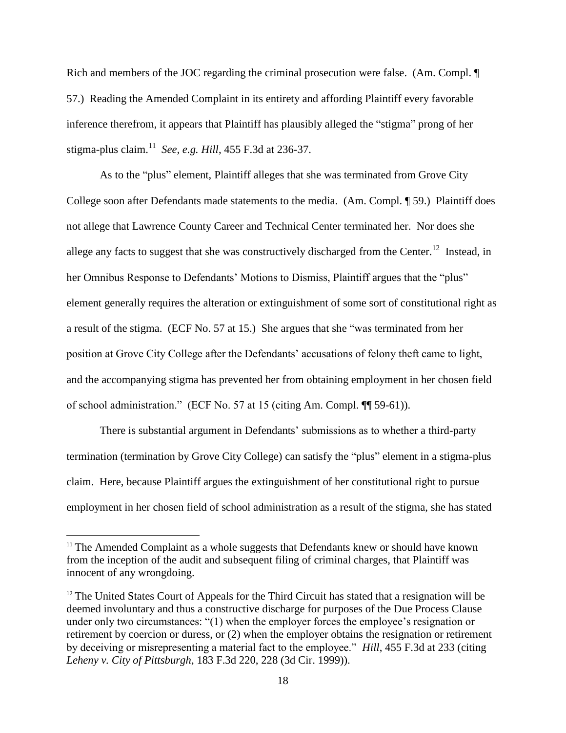Rich and members of the JOC regarding the criminal prosecution were false. (Am. Compl. ¶ 57.) Reading the Amended Complaint in its entirety and affording Plaintiff every favorable inference therefrom, it appears that Plaintiff has plausibly alleged the "stigma" prong of her stigma-plus claim.[11] *See, e.g. Hill*, 455 F.3d at 236-37.

As to the "plus" element, Plaintiff alleges that she was terminated from Grove City College soon after Defendants made statements to the media. (Am. Compl. ¶ 59.) Plaintiff does not allege that Lawrence County Career and Technical Center terminated her. Nor does she allege any facts to suggest that she was constructively discharged from the Center.[12] Instead, in her Omnibus Response to Defendants' Motions to Dismiss, Plaintiff argues that the "plus" element generally requires the alteration or extinguishment of some sort of constitutional right as a result of the stigma. (ECF No. 57 at 15.) She argues that she "was terminated from her position at Grove City College after the Defendants' accusations of felony theft came to light, and the accompanying stigma has prevented her from obtaining employment in her chosen field of school administration." (ECF No. 57 at 15 (citing Am. Compl. ¶¶ 59-61)).

There is substantial argument in Defendants' submissions as to whether a third-party termination (termination by Grove City College) can satisfy the "plus" element in a stigma-plus claim. Here, because Plaintiff argues the extinguishment of her constitutional right to pursue employment in her chosen field of school administration as a result of the stigma, she has stated

---

[11] The Amended Complaint as a whole suggests that Defendants knew or should have known from the inception of the audit and subsequent filing of criminal charges, that Plaintiff was innocent of any wrongdoing.

[12] The United States Court of Appeals for the Third Circuit has stated that a resignation will be deemed involuntary and thus a constructive discharge for purposes of the Due Process Clause under only two circumstances: "(1) when the employer forces the employee's resignation or retirement by coercion or duress, or (2) when the employer obtains the resignation or retirement by deceiving or misrepresenting a material fact to the employee." *Hill*, 455 F.3d at 233 (citing *Leheny v. City of Pittsburgh*, 183 F.3d 220, 228 (3d Cir. 1999)).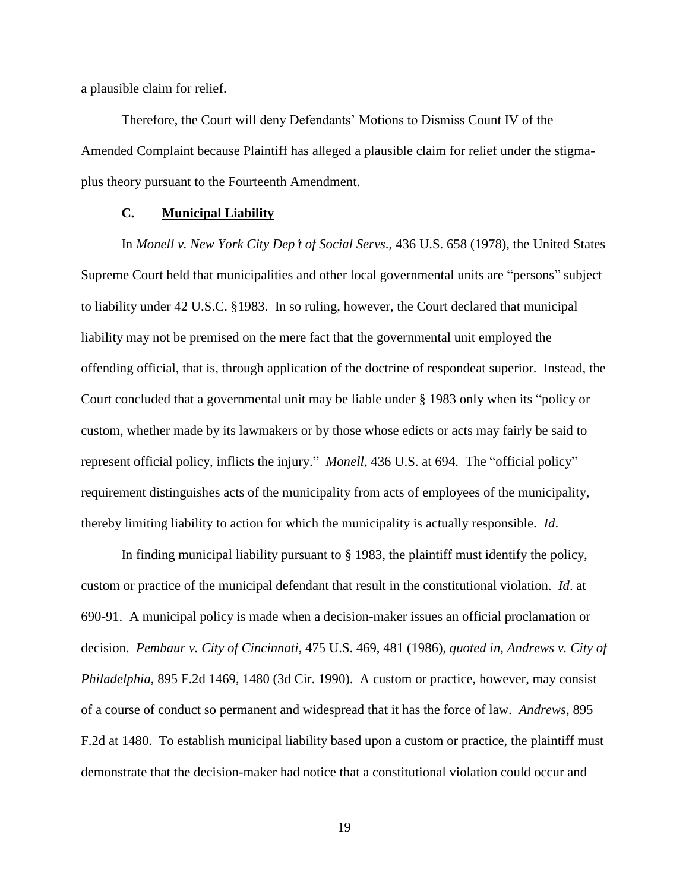a plausible claim for relief.

Therefore, the Court will deny Defendants' Motions to Dismiss Count IV of the Amended Complaint because Plaintiff has alleged a plausible claim for relief under the stigma-plus theory pursuant to the Fourteenth Amendment.

### C. **Municipal Liability**

In *Monell v. New York City Dep't of Social Servs*., 436 U.S. 658 (1978), the United States Supreme Court held that municipalities and other local governmental units are "persons" subject to liability under 42 U.S.C. §1983. In so ruling, however, the Court declared that municipal liability may not be premised on the mere fact that the governmental unit employed the offending official, that is, through application of the doctrine of respondeat superior. Instead, the Court concluded that a governmental unit may be liable under § 1983 only when its "policy or custom, whether made by its lawmakers or by those whose edicts or acts may fairly be said to represent official policy, inflicts the injury." *Monell*, 436 U.S. at 694. The "official policy" requirement distinguishes acts of the municipality from acts of employees of the municipality, thereby limiting liability to action for which the municipality is actually responsible. *Id*.

In finding municipal liability pursuant to § 1983, the plaintiff must identify the policy, custom or practice of the municipal defendant that result in the constitutional violation. *Id*. at 690-91. A municipal policy is made when a decision-maker issues an official proclamation or decision. *Pembaur v. City of Cincinnati*, 475 U.S. 469, 481 (1986), *quoted in*, *Andrews v. City of Philadelphia*, 895 F.2d 1469, 1480 (3d Cir. 1990). A custom or practice, however, may consist of a course of conduct so permanent and widespread that it has the force of law. *Andrews*, 895 F.2d at 1480. To establish municipal liability based upon a custom or practice, the plaintiff must demonstrate that the decision-maker had notice that a constitutional violation could occur and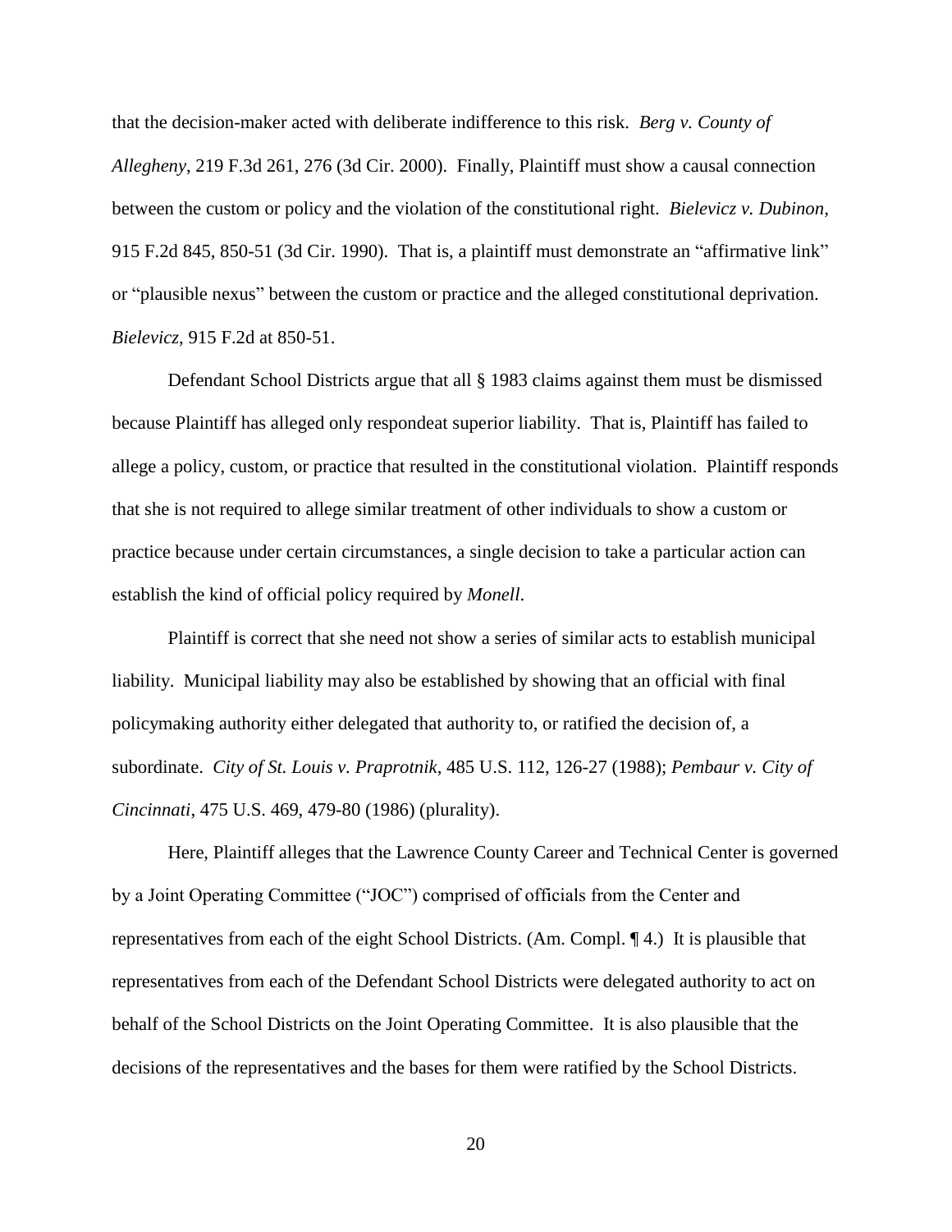that the decision-maker acted with deliberate indifference to this risk. *Berg v. County of Allegheny*, 219 F.3d 261, 276 (3d Cir. 2000). Finally, Plaintiff must show a causal connection between the custom or policy and the violation of the constitutional right. *Bielevicz v. Dubinon*, 915 F.2d 845, 850-51 (3d Cir. 1990). That is, a plaintiff must demonstrate an "affirmative link" or "plausible nexus" between the custom or practice and the alleged constitutional deprivation. *Bielevicz*, 915 F.2d at 850-51.

Defendant School Districts argue that all § 1983 claims against them must be dismissed because Plaintiff has alleged only respondeat superior liability. That is, Plaintiff has failed to allege a policy, custom, or practice that resulted in the constitutional violation. Plaintiff responds that she is not required to allege similar treatment of other individuals to show a custom or practice because under certain circumstances, a single decision to take a particular action can establish the kind of official policy required by *Monell*.

Plaintiff is correct that she need not show a series of similar acts to establish municipal liability. Municipal liability may also be established by showing that an official with final policymaking authority either delegated that authority to, or ratified the decision of, a subordinate. *City of St. Louis v. Praprotnik*, 485 U.S. 112, 126-27 (1988); *Pembaur v. City of Cincinnati*, 475 U.S. 469, 479-80 (1986) (plurality).

Here, Plaintiff alleges that the Lawrence County Career and Technical Center is governed by a Joint Operating Committee ("JOC") comprised of officials from the Center and representatives from each of the eight School Districts. (Am. Compl. ¶ 4.) It is plausible that representatives from each of the Defendant School Districts were delegated authority to act on behalf of the School Districts on the Joint Operating Committee. It is also plausible that the decisions of the representatives and the bases for them were ratified by the School Districts.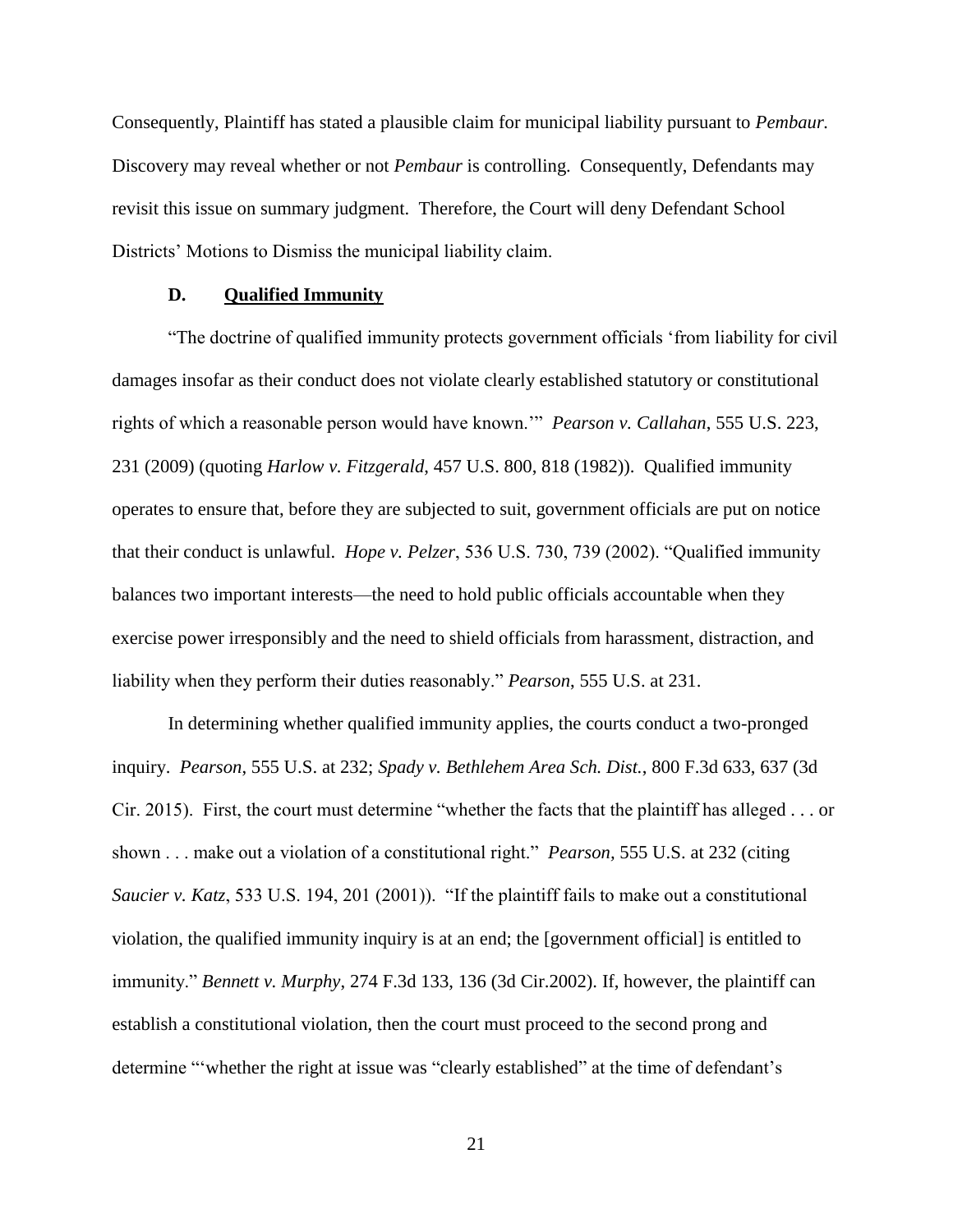Consequently, Plaintiff has stated a plausible claim for municipal liability pursuant to *Pembaur.* Discovery may reveal whether or not *Pembaur* is controlling. Consequently, Defendants may revisit this issue on summary judgment. Therefore, the Court will deny Defendant School Districts' Motions to Dismiss the municipal liability claim.

### D. <u>Qualified Immunity</u>

"The doctrine of qualified immunity protects government officials 'from liability for civil damages insofar as their conduct does not violate clearly established statutory or constitutional rights of which a reasonable person would have known.'" *Pearson v. Callahan*, 555 U.S. 223, 231 (2009) (quoting *Harlow v. Fitzgerald*, 457 U.S. 800, 818 (1982)). Qualified immunity operates to ensure that, before they are subjected to suit, government officials are put on notice that their conduct is unlawful. *Hope v. Pelzer*, 536 U.S. 730, 739 (2002). "Qualified immunity balances two important interests—the need to hold public officials accountable when they exercise power irresponsibly and the need to shield officials from harassment, distraction, and liability when they perform their duties reasonably." *Pearson*, 555 U.S. at 231.

In determining whether qualified immunity applies, the courts conduct a two-pronged inquiry. *Pearson*, 555 U.S. at 232; *Spady v. Bethlehem Area Sch. Dist.*, 800 F.3d 633, 637 (3d Cir. 2015). First, the court must determine "whether the facts that the plaintiff has alleged . . . or shown . . . make out a violation of a constitutional right." *Pearson,* 555 U.S. at 232 (citing *Saucier v. Katz*, 533 U.S. 194, 201 (2001)). "If the plaintiff fails to make out a constitutional violation, the qualified immunity inquiry is at an end; the [government official] is entitled to immunity." *Bennett v. Murphy*, 274 F.3d 133, 136 (3d Cir.2002). If, however, the plaintiff can establish a constitutional violation, then the court must proceed to the second prong and determine "'whether the right at issue was "clearly established" at the time of defendant's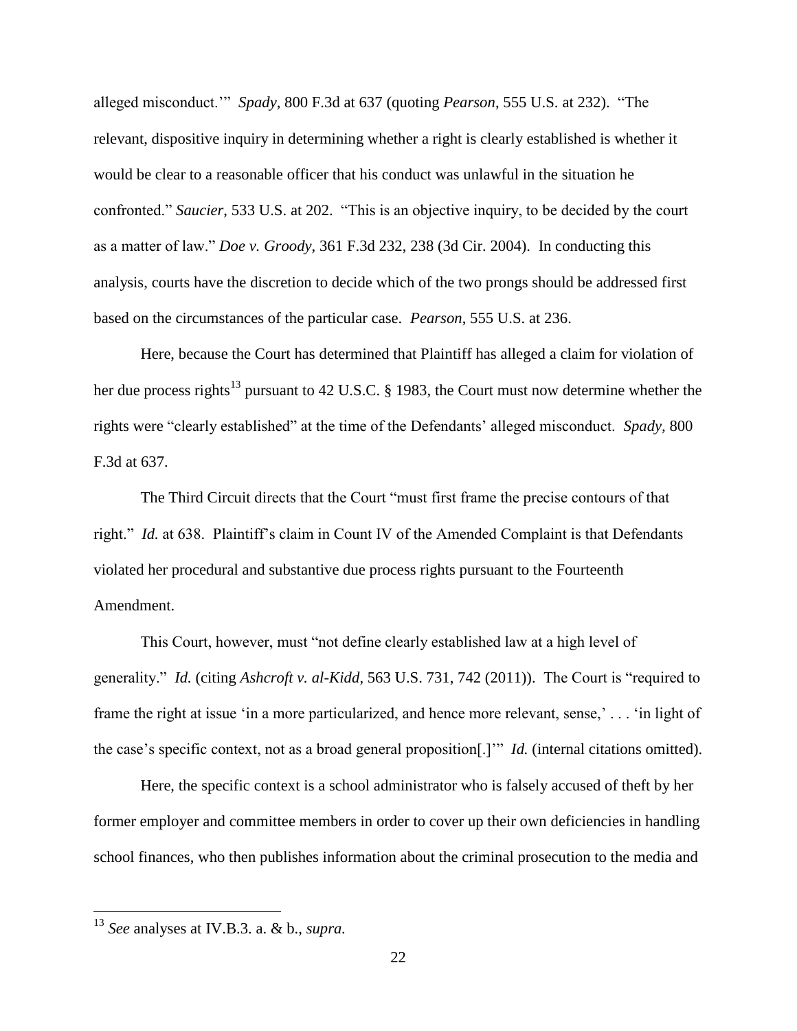alleged misconduct.'" *Spady*, 800 F.3d at 637 (quoting *Pearson*, 555 U.S. at 232). "The relevant, dispositive inquiry in determining whether a right is clearly established is whether it would be clear to a reasonable officer that his conduct was unlawful in the situation he confronted." *Saucier*, 533 U.S. at 202. "This is an objective inquiry, to be decided by the court as a matter of law." *Doe v. Groody*, 361 F.3d 232, 238 (3d Cir. 2004). In conducting this analysis, courts have the discretion to decide which of the two prongs should be addressed first based on the circumstances of the particular case. *Pearson*, 555 U.S. at 236.

Here, because the Court has determined that Plaintiff has alleged a claim for violation of her due process rights[13] pursuant to 42 U.S.C. § 1983, the Court must now determine whether the rights were "clearly established" at the time of the Defendants' alleged misconduct. *Spady*, 800 F.3d at 637.

The Third Circuit directs that the Court "must first frame the precise contours of that right." *Id.* at 638. Plaintiff's claim in Count IV of the Amended Complaint is that Defendants violated her procedural and substantive due process rights pursuant to the Fourteenth Amendment.

This Court, however, must "not define clearly established law at a high level of generality." *Id.* (citing *Ashcroft v. al-Kidd*, 563 U.S. 731, 742 (2011)). The Court is "required to frame the right at issue 'in a more particularized, and hence more relevant, sense,' . . . 'in light of the case's specific context, not as a broad general proposition[.]'" *Id.* (internal citations omitted).

Here, the specific context is a school administrator who is falsely accused of theft by her former employer and committee members in order to cover up their own deficiencies in handling school finances, who then publishes information about the criminal prosecution to the media and

---

[13] *See* analyses at IV.B.3. a. & b., *supra*.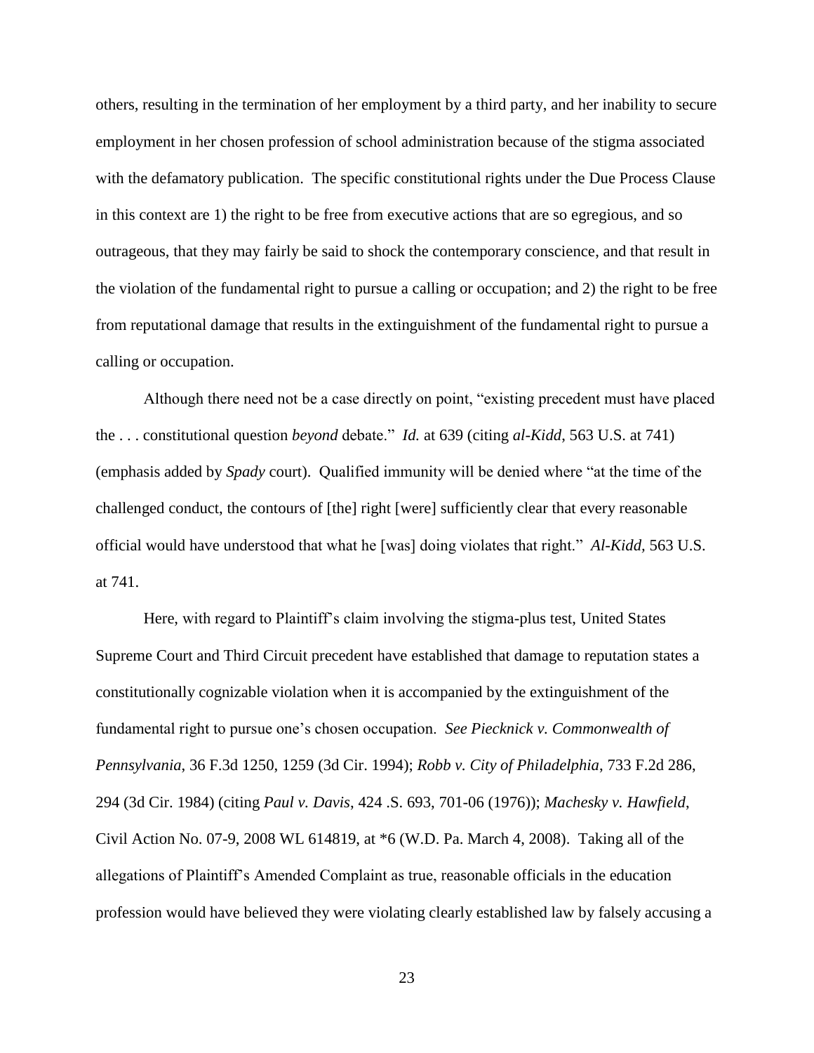others, resulting in the termination of her employment by a third party, and her inability to secure employment in her chosen profession of school administration because of the stigma associated with the defamatory publication. The specific constitutional rights under the Due Process Clause in this context are 1) the right to be free from executive actions that are so egregious, and so outrageous, that they may fairly be said to shock the contemporary conscience, and that result in the violation of the fundamental right to pursue a calling or occupation; and 2) the right to be free from reputational damage that results in the extinguishment of the fundamental right to pursue a calling or occupation.

Although there need not be a case directly on point, "existing precedent must have placed the . . . constitutional question *beyond* debate." *Id.* at 639 (citing *al-Kidd*, 563 U.S. at 741) (emphasis added by *Spady* court). Qualified immunity will be denied where "at the time of the challenged conduct, the contours of [the] right [were] sufficiently clear that every reasonable official would have understood that what he [was] doing violates that right." *Al-Kidd*, 563 U.S. at 741.

Here, with regard to Plaintiff's claim involving the stigma-plus test, United States Supreme Court and Third Circuit precedent have established that damage to reputation states a constitutionally cognizable violation when it is accompanied by the extinguishment of the fundamental right to pursue one's chosen occupation. *See Piecknick v. Commonwealth of Pennsylvania*, 36 F.3d 1250, 1259 (3d Cir. 1994); *Robb v. City of Philadelphia*, 733 F.2d 286, 294 (3d Cir. 1984) (citing *Paul v. Davis*, 424 .S. 693, 701-06 (1976)); *Machesky v. Hawfield*, Civil Action No. 07-9, 2008 WL 614819, at \*6 (W.D. Pa. March 4, 2008). Taking all of the allegations of Plaintiff's Amended Complaint as true, reasonable officials in the education profession would have believed they were violating clearly established law by falsely accusing a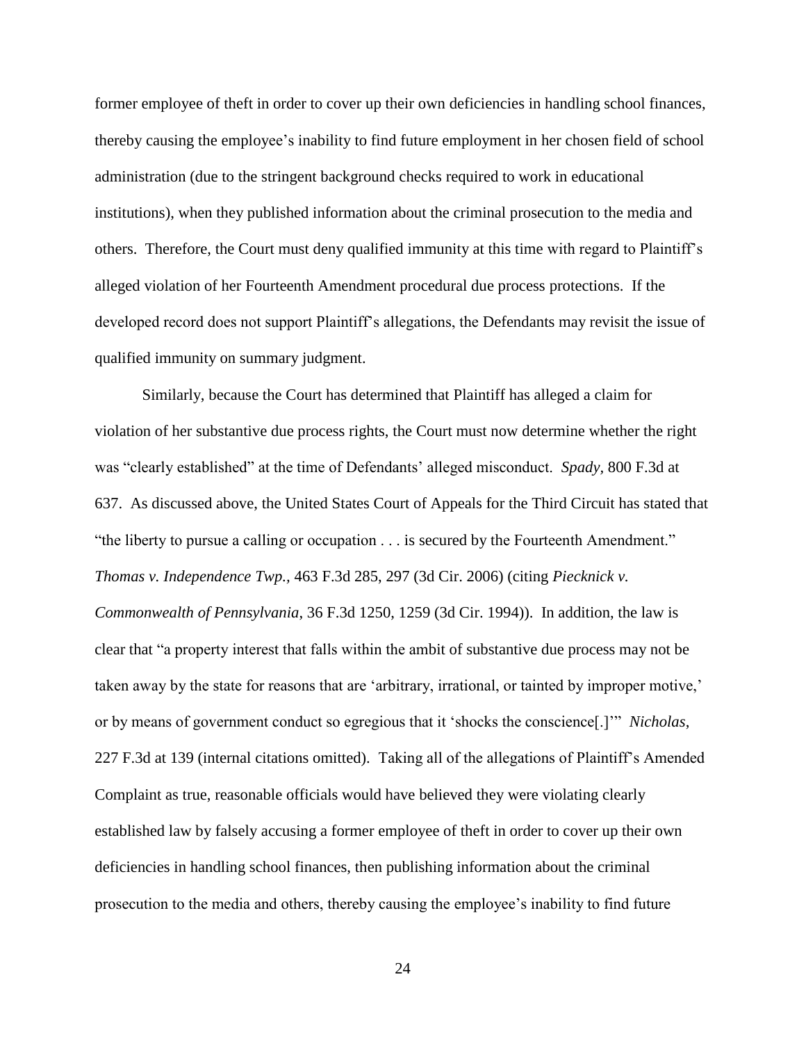former employee of theft in order to cover up their own deficiencies in handling school finances, thereby causing the employee's inability to find future employment in her chosen field of school administration (due to the stringent background checks required to work in educational institutions), when they published information about the criminal prosecution to the media and others. Therefore, the Court must deny qualified immunity at this time with regard to Plaintiff's alleged violation of her Fourteenth Amendment procedural due process protections. If the developed record does not support Plaintiff's allegations, the Defendants may revisit the issue of qualified immunity on summary judgment.

Similarly, because the Court has determined that Plaintiff has alleged a claim for violation of her substantive due process rights, the Court must now determine whether the right was "clearly established" at the time of Defendants' alleged misconduct. *Spady*, 800 F.3d at 637. As discussed above, the United States Court of Appeals for the Third Circuit has stated that "the liberty to pursue a calling or occupation . . . is secured by the Fourteenth Amendment." *Thomas v. Independence Twp.*, 463 F.3d 285, 297 (3d Cir. 2006) (citing *Piecknick v. Commonwealth of Pennsylvania*, 36 F.3d 1250, 1259 (3d Cir. 1994)). In addition, the law is clear that "a property interest that falls within the ambit of substantive due process may not be taken away by the state for reasons that are 'arbitrary, irrational, or tainted by improper motive,' or by means of government conduct so egregious that it 'shocks the conscience[.]'" *Nicholas*, 227 F.3d at 139 (internal citations omitted). Taking all of the allegations of Plaintiff's Amended Complaint as true, reasonable officials would have believed they were violating clearly established law by falsely accusing a former employee of theft in order to cover up their own deficiencies in handling school finances, then publishing information about the criminal prosecution to the media and others, thereby causing the employee's inability to find future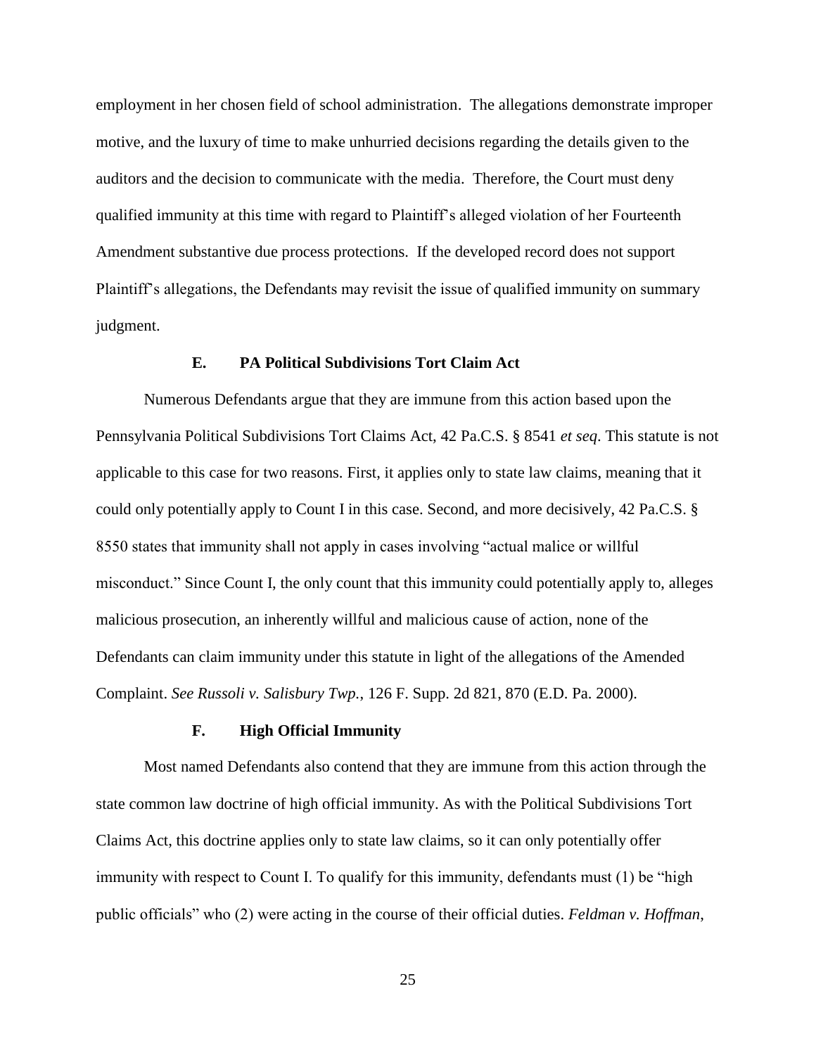employment in her chosen field of school administration. The allegations demonstrate improper motive, and the luxury of time to make unhurried decisions regarding the details given to the auditors and the decision to communicate with the media. Therefore, the Court must deny qualified immunity at this time with regard to Plaintiff's alleged violation of her Fourteenth Amendment substantive due process protections. If the developed record does not support Plaintiff's allegations, the Defendants may revisit the issue of qualified immunity on summary judgment.

### E. PA Political Subdivisions Tort Claim Act

Numerous Defendants argue that they are immune from this action based upon the Pennsylvania Political Subdivisions Tort Claims Act, 42 Pa.C.S. § 8541 *et seq*. This statute is not applicable to this case for two reasons. First, it applies only to state law claims, meaning that it could only potentially apply to Count I in this case. Second, and more decisively, 42 Pa.C.S. § 8550 states that immunity shall not apply in cases involving "actual malice or willful misconduct." Since Count I, the only count that this immunity could potentially apply to, alleges malicious prosecution, an inherently willful and malicious cause of action, none of the Defendants can claim immunity under this statute in light of the allegations of the Amended Complaint. *See Russoli v. Salisbury Twp.*, 126 F. Supp. 2d 821, 870 (E.D. Pa. 2000).

### F. High Official Immunity

Most named Defendants also contend that they are immune from this action through the state common law doctrine of high official immunity. As with the Political Subdivisions Tort Claims Act, this doctrine applies only to state law claims, so it can only potentially offer immunity with respect to Count I. To qualify for this immunity, defendants must (1) be "high public officials" who (2) were acting in the course of their official duties. *Feldman v. Hoffman*,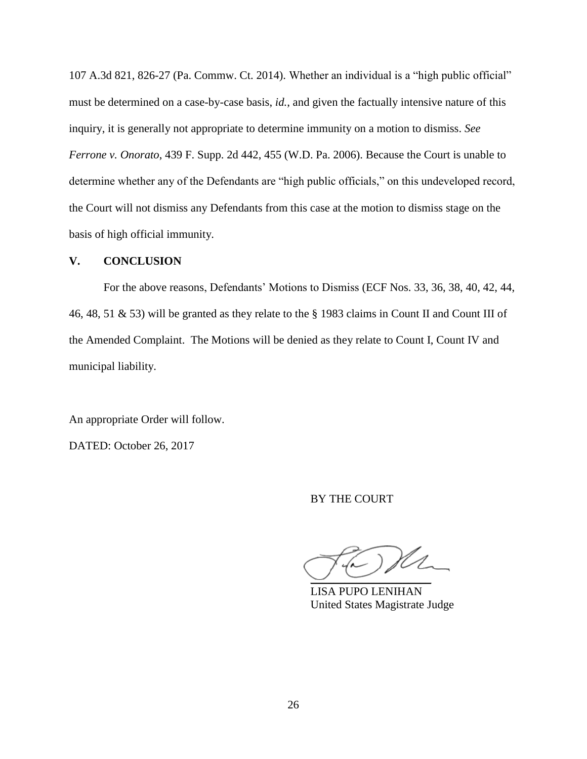107 A.3d 821, 826-27 (Pa. Commw. Ct. 2014). Whether an individual is a "high public official" must be determined on a case-by-case basis, *id.*, and given the factually intensive nature of this inquiry, it is generally not appropriate to determine immunity on a motion to dismiss. *See Ferrone v. Onorato*, 439 F. Supp. 2d 442, 455 (W.D. Pa. 2006). Because the Court is unable to determine whether any of the Defendants are "high public officials," on this undeveloped record, the Court will not dismiss any Defendants from this case at the motion to dismiss stage on the basis of high official immunity.

## V. CONCLUSION

For the above reasons, Defendants' Motions to Dismiss (ECF Nos. 33, 36, 38, 40, 42, 44, 46, 48, 51 & 53) will be granted as they relate to the § 1983 claims in Count II and Count III of the Amended Complaint. The Motions will be denied as they relate to Count I, Count IV and municipal liability.

An appropriate Order will follow.

DATED: October 26, 2017

BY THE COURT

LISA PUPO LENIHAN
United States Magistrate Judge